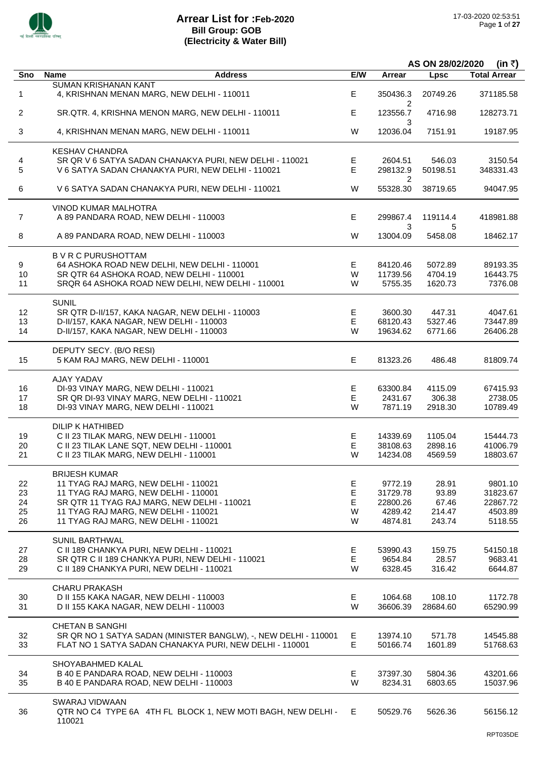# Arrear List for :Feb-2020
## Bill Group: GOB
### (Electricity & Water Bill)

**AS ON 28/02/2020 (in ₹)**

| Sno | Name / Address | E/W | Arrear | Lpsc | Total Arrear |
|---|---|---|---|---|---|
| | **SUMAN KRISHANAN KANT** | | | | |
| 1 | 4, KRISHNAN MENAN MARG, NEW DELHI - 110011 | E | 350436.32 | 20749.26 | 371185.58 |
| 2 | SR.QTR. 4, KRISHNA MENON MARG, NEW DELHI - 110011 | E | 123556.73 | 4716.98 | 128273.71 |
| 3 | 4, KRISHNAN MENAN MARG, NEW DELHI - 110011 | W | 12036.04 | 7151.91 | 19187.95 |
| | **KESHAV CHANDRA** | | | | |
| 4 | SR QR V 6 SATYA SADAN CHANAKYA PURI, NEW DELHI - 110021 | E | 2604.51 | 546.03 | 3150.54 |
| 5 | V 6 SATYA SADAN CHANAKYA PURI, NEW DELHI - 110021 | E | 298132.92 | 50198.51 | 348331.43 |
| 6 | V 6 SATYA SADAN CHANAKYA PURI, NEW DELHI - 110021 | W | 55328.30 | 38719.65 | 94047.95 |
| | **VINOD KUMAR MALHOTRA** | | | | |
| 7 | A 89 PANDARA ROAD, NEW DELHI - 110003 | E | 299867.43 | 119114.45 | 418981.88 |
| 8 | A 89 PANDARA ROAD, NEW DELHI - 110003 | W | 13004.09 | 5458.08 | 18462.17 |
| | **B V R C PURUSHOTTAM** | | | | |
| 9 | 64 ASHOKA ROAD NEW DELHI, NEW DELHI - 110001 | E | 84120.46 | 5072.89 | 89193.35 |
| 10 | SR QTR 64 ASHOKA ROAD, NEW DELHI - 110001 | W | 11739.56 | 4704.19 | 16443.75 |
| 11 | SRQR 64 ASHOKA ROAD NEW DELHI, NEW DELHI - 110001 | W | 5755.35 | 1620.73 | 7376.08 |
| | **SUNIL** | | | | |
| 12 | SR QTR D-II/157, KAKA NAGAR, NEW DELHI - 110003 | E | 3600.30 | 447.31 | 4047.61 |
| 13 | D-II/157, KAKA NAGAR, NEW DELHI - 110003 | E | 68120.43 | 5327.46 | 73447.89 |
| 14 | D-II/157, KAKA NAGAR, NEW DELHI - 110003 | W | 19634.62 | 6771.66 | 26406.28 |
| | **DEPUTY SECY. (B/O RESI)** | | | | |
| 15 | 5 KAM RAJ MARG, NEW DELHI - 110001 | E | 81323.26 | 486.48 | 81809.74 |
| | **AJAY YADAV** | | | | |
| 16 | DI-93 VINAY MARG, NEW DELHI - 110021 | E | 63300.84 | 4115.09 | 67415.93 |
| 17 | SR QR DI-93 VINAY MARG, NEW DELHI - 110021 | E | 2431.67 | 306.38 | 2738.05 |
| 18 | DI-93 VINAY MARG, NEW DELHI - 110021 | W | 7871.19 | 2918.30 | 10789.49 |
| | **DILIP K HATHIBED** | | | | |
| 19 | C II 23 TILAK MARG, NEW DELHI - 110001 | E | 14339.69 | 1105.04 | 15444.73 |
| 20 | C II 23 TILAK LANE SQT, NEW DELHI - 110001 | E | 38108.63 | 2898.16 | 41006.79 |
| 21 | C II 23 TILAK MARG, NEW DELHI - 110001 | W | 14234.08 | 4569.59 | 18803.67 |
| | **BRIJESH KUMAR** | | | | |
| 22 | 11 TYAG RAJ MARG, NEW DELHI - 110021 | E | 9772.19 | 28.91 | 9801.10 |
| 23 | 11 TYAG RAJ MARG, NEW DELHI - 110001 | E | 31729.78 | 93.89 | 31823.67 |
| 24 | SR QTR 11 TYAG RAJ MARG, NEW DELHI - 110021 | E | 22800.26 | 67.46 | 22867.72 |
| 25 | 11 TYAG RAJ MARG, NEW DELHI - 110021 | W | 4289.42 | 214.47 | 4503.89 |
| 26 | 11 TYAG RAJ MARG, NEW DELHI - 110021 | W | 4874.81 | 243.74 | 5118.55 |
| | **SUNIL BARTHWAL** | | | | |
| 27 | C II 189 CHANKYA PURI, NEW DELHI - 110021 | E | 53990.43 | 159.75 | 54150.18 |
| 28 | SR QTR C II 189 CHANKYA PURI, NEW DELHI - 110021 | E | 9654.84 | 28.57 | 9683.41 |
| 29 | C II 189 CHANKYA PURI, NEW DELHI - 110021 | W | 6328.45 | 316.42 | 6644.87 |
| | **CHARU PRAKASH** | | | | |
| 30 | D II 155 KAKA NAGAR, NEW DELHI - 110003 | E | 1064.68 | 108.10 | 1172.78 |
| 31 | D II 155 KAKA NAGAR, NEW DELHI - 110003 | W | 36606.39 | 28684.60 | 65290.99 |
| | **CHETAN B SANGHI** | | | | |
| 32 | SR QR NO 1 SATYA SADAN (MINISTER BANGLW), -, NEW DELHI - 110001 | E | 13974.10 | 571.78 | 14545.88 |
| 33 | FLAT NO 1 SATYA SADAN CHANAKYA PURI, NEW DELHI - 110001 | E | 50166.74 | 1601.89 | 51768.63 |
| | **SHOYABAHMED KALAL** | | | | |
| 34 | B 40 E PANDARA ROAD, NEW DELHI - 110003 | E | 37397.30 | 5804.36 | 43201.66 |
| 35 | B 40 E PANDARA ROAD, NEW DELHI - 110003 | W | 8234.31 | 6803.65 | 15037.96 |
| | **SWARAJ VIDWAAN** | | | | |
| 36 | QTR NO C4 TYPE 6A 4TH FL BLOCK 1, NEW MOTI BAGH, NEW DELHI - 110021 | E | 50529.76 | 5626.36 | 56156.12 |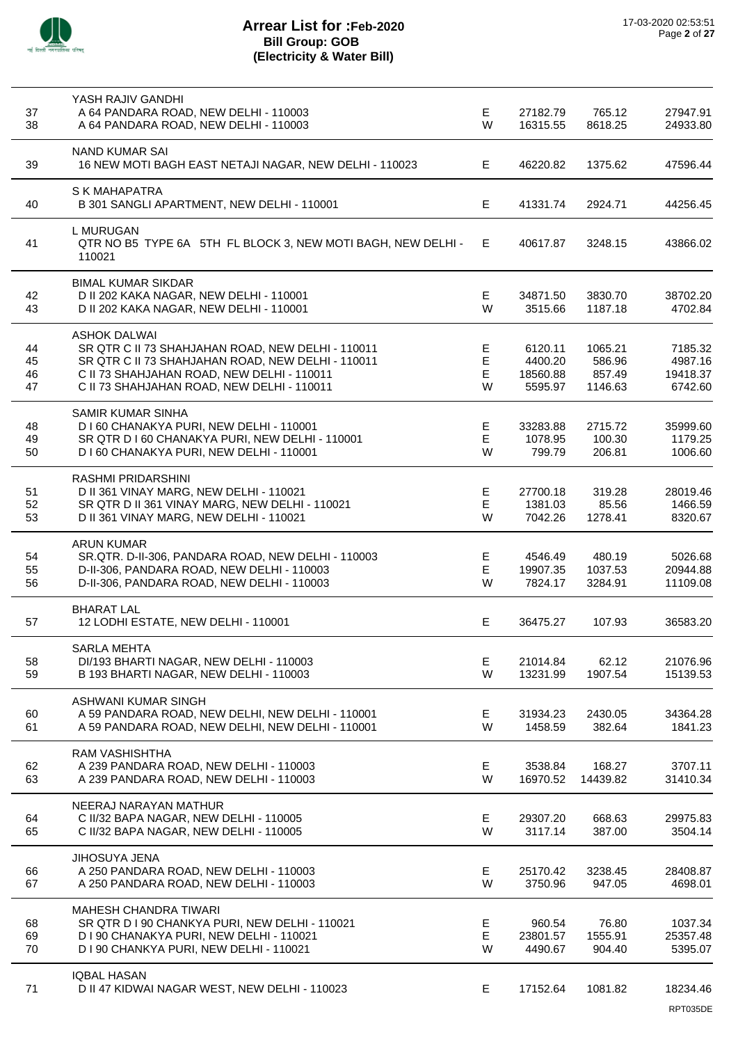# Arrear List for :Feb-2020

## Bill Group: GOB

## (Electricity & Water Bill)

| | | | | | |
|---|---|---|---|---|---|
| | **YASH RAJIV GANDHI** | | | | |
| 37 | A 64 PANDARA ROAD, NEW DELHI - 110003 | E | 27182.79 | 765.12 | 27947.91 |
| 38 | A 64 PANDARA ROAD, NEW DELHI - 110003 | W | 16315.55 | 8618.25 | 24933.80 |
| | **NAND KUMAR SAI** | | | | |
| 39 | 16 NEW MOTI BAGH EAST NETAJI NAGAR, NEW DELHI - 110023 | E | 46220.82 | 1375.62 | 47596.44 |
| | **S K MAHAPATRA** | | | | |
| 40 | B 301 SANGLI APARTMENT, NEW DELHI - 110001 | E | 41331.74 | 2924.71 | 44256.45 |
| | **L MURUGAN** | | | | |
| 41 | QTR NO B5 TYPE 6A 5TH FL BLOCK 3, NEW MOTI BAGH, NEW DELHI - 110021 | E | 40617.87 | 3248.15 | 43866.02 |
| | **BIMAL KUMAR SIKDAR** | | | | |
| 42 | D II 202 KAKA NAGAR, NEW DELHI - 110001 | E | 34871.50 | 3830.70 | 38702.20 |
| 43 | D II 202 KAKA NAGAR, NEW DELHI - 110001 | W | 3515.66 | 1187.18 | 4702.84 |
| | **ASHOK DALWAI** | | | | |
| 44 | SR QTR C II 73 SHAHJAHAN ROAD, NEW DELHI - 110011 | E | 6120.11 | 1065.21 | 7185.32 |
| 45 | SR QTR C II 73 SHAHJAHAN ROAD, NEW DELHI - 110011 | E | 4400.20 | 586.96 | 4987.16 |
| 46 | C II 73 SHAHJAHAN ROAD, NEW DELHI - 110011 | E | 18560.88 | 857.49 | 19418.37 |
| 47 | C II 73 SHAHJAHAN ROAD, NEW DELHI - 110011 | W | 5595.97 | 1146.63 | 6742.60 |
| | **SAMIR KUMAR SINHA** | | | | |
| 48 | D I 60 CHANAKYA PURI, NEW DELHI - 110001 | E | 33283.88 | 2715.72 | 35999.60 |
| 49 | SR QTR D I 60 CHANAKYA PURI, NEW DELHI - 110001 | E | 1078.95 | 100.30 | 1179.25 |
| 50 | D I 60 CHANAKYA PURI, NEW DELHI - 110001 | W | 799.79 | 206.81 | 1006.60 |
| | **RASHMI PRIDARSHINI** | | | | |
| 51 | D II 361 VINAY MARG, NEW DELHI - 110021 | E | 27700.18 | 319.28 | 28019.46 |
| 52 | SR QTR D II 361 VINAY MARG, NEW DELHI - 110021 | E | 1381.03 | 85.56 | 1466.59 |
| 53 | D II 361 VINAY MARG, NEW DELHI - 110021 | W | 7042.26 | 1278.41 | 8320.67 |
| | **ARUN KUMAR** | | | | |
| 54 | SR.QTR. D-II-306, PANDARA ROAD, NEW DELHI - 110003 | E | 4546.49 | 480.19 | 5026.68 |
| 55 | D-II-306, PANDARA ROAD, NEW DELHI - 110003 | E | 19907.35 | 1037.53 | 20944.88 |
| 56 | D-II-306, PANDARA ROAD, NEW DELHI - 110003 | W | 7824.17 | 3284.91 | 11109.08 |
| | **BHARAT LAL** | | | | |
| 57 | 12 LODHI ESTATE, NEW DELHI - 110001 | E | 36475.27 | 107.93 | 36583.20 |
| | **SARLA MEHTA** | | | | |
| 58 | DI/193 BHARTI NAGAR, NEW DELHI - 110003 | E | 21014.84 | 62.12 | 21076.96 |
| 59 | B 193 BHARTI NAGAR, NEW DELHI - 110003 | W | 13231.99 | 1907.54 | 15139.53 |
| | **ASHWANI KUMAR SINGH** | | | | |
| 60 | A 59 PANDARA ROAD, NEW DELHI, NEW DELHI - 110001 | E | 31934.23 | 2430.05 | 34364.28 |
| 61 | A 59 PANDARA ROAD, NEW DELHI, NEW DELHI - 110001 | W | 1458.59 | 382.64 | 1841.23 |
| | **RAM VASHISHTHA** | | | | |
| 62 | A 239 PANDARA ROAD, NEW DELHI - 110003 | E | 3538.84 | 168.27 | 3707.11 |
| 63 | A 239 PANDARA ROAD, NEW DELHI - 110003 | W | 16970.52 | 14439.82 | 31410.34 |
| | **NEERAJ NARAYAN MATHUR** | | | | |
| 64 | C II/32 BAPA NAGAR, NEW DELHI - 110005 | E | 29307.20 | 668.63 | 29975.83 |
| 65 | C II/32 BAPA NAGAR, NEW DELHI - 110005 | W | 3117.14 | 387.00 | 3504.14 |
| | **JIHOSUYA JENA** | | | | |
| 66 | A 250 PANDARA ROAD, NEW DELHI - 110003 | E | 25170.42 | 3238.45 | 28408.87 |
| 67 | A 250 PANDARA ROAD, NEW DELHI - 110003 | W | 3750.96 | 947.05 | 4698.01 |
| | **MAHESH CHANDRA TIWARI** | | | | |
| 68 | SR QTR D I 90 CHANKYA PURI, NEW DELHI - 110021 | E | 960.54 | 76.80 | 1037.34 |
| 69 | D I 90 CHANAKYA PURI, NEW DELHI - 110021 | E | 23801.57 | 1555.91 | 25357.48 |
| 70 | D I 90 CHANKYA PURI, NEW DELHI - 110021 | W | 4490.67 | 904.40 | 5395.07 |
| | **IQBAL HASAN** | | | | |
| 71 | D II 47 KIDWAI NAGAR WEST, NEW DELHI - 110023 | E | 17152.64 | 1081.82 | 18234.46 |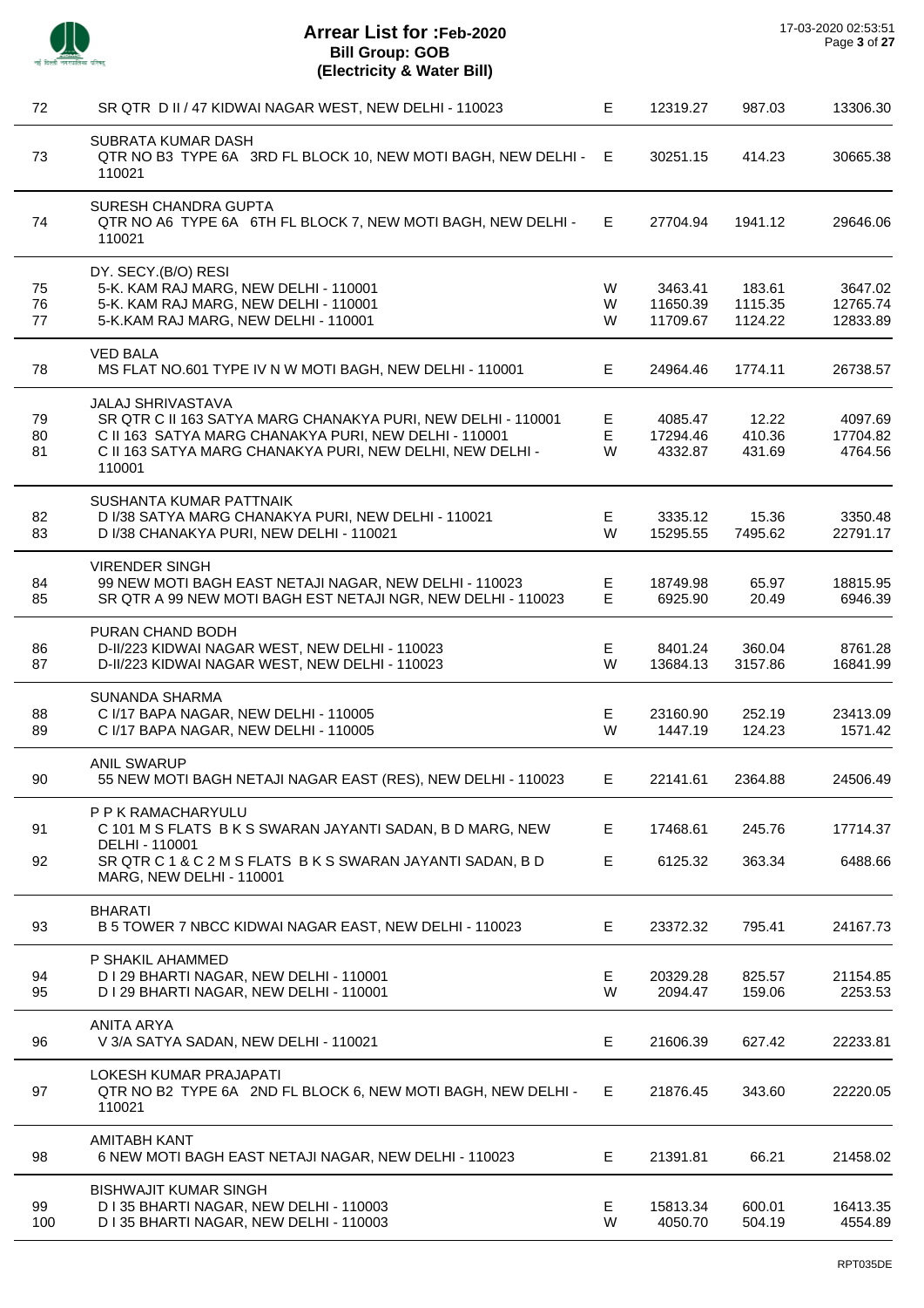# Arrear List for :Feb-2020
## Bill Group: GOB
## (Electricity & Water Bill)

17-03-2020 02:53:51

| S.No. | Name / Address | Type | Arrear | Surcharge | Total |
|---|---|---|---|---|---|
| 72 | SR QTR D II / 47 KIDWAI NAGAR WEST, NEW DELHI - 110023 | E | 12319.27 | 987.03 | 13306.30 |
| | **SUBRATA KUMAR DASH** | | | | |
| 73 | QTR NO B3 TYPE 6A 3RD FL BLOCK 10, NEW MOTI BAGH, NEW DELHI - 110021 | E | 30251.15 | 414.23 | 30665.38 |
| | **SURESH CHANDRA GUPTA** | | | | |
| 74 | QTR NO A6 TYPE 6A 6TH FL BLOCK 7, NEW MOTI BAGH, NEW DELHI - 110021 | E | 27704.94 | 1941.12 | 29646.06 |
| | **DY. SECY.(B/O) RESI** | | | | |
| 75 | 5-K. KAM RAJ MARG, NEW DELHI - 110001 | W | 3463.41 | 183.61 | 3647.02 |
| 76 | 5-K. KAM RAJ MARG, NEW DELHI - 110001 | W | 11650.39 | 1115.35 | 12765.74 |
| 77 | 5-K.KAM RAJ MARG, NEW DELHI - 110001 | W | 11709.67 | 1124.22 | 12833.89 |
| | **VED BALA** | | | | |
| 78 | MS FLAT NO.601 TYPE IV N W MOTI BAGH, NEW DELHI - 110001 | E | 24964.46 | 1774.11 | 26738.57 |
| | **JALAJ SHRIVASTAVA** | | | | |
| 79 | SR QTR C II 163 SATYA MARG CHANAKYA PURI, NEW DELHI - 110001 | E | 4085.47 | 12.22 | 4097.69 |
| 80 | C II 163 SATYA MARG CHANAKYA PURI, NEW DELHI - 110001 | E | 17294.46 | 410.36 | 17704.82 |
| 81 | C II 163 SATYA MARG CHANAKYA PURI, NEW DELHI, NEW DELHI - 110001 | W | 4332.87 | 431.69 | 4764.56 |
| | **SUSHANTA KUMAR PATTNAIK** | | | | |
| 82 | D I/38 SATYA MARG CHANAKYA PURI, NEW DELHI - 110021 | E | 3335.12 | 15.36 | 3350.48 |
| 83 | D I/38 CHANAKYA PURI, NEW DELHI - 110021 | W | 15295.55 | 7495.62 | 22791.17 |
| | **VIRENDER SINGH** | | | | |
| 84 | 99 NEW MOTI BAGH EAST NETAJI NAGAR, NEW DELHI - 110023 | E | 18749.98 | 65.97 | 18815.95 |
| 85 | SR QTR A 99 NEW MOTI BAGH EST NETAJI NGR, NEW DELHI - 110023 | E | 6925.90 | 20.49 | 6946.39 |
| | **PURAN CHAND BODH** | | | | |
| 86 | D-II/223 KIDWAI NAGAR WEST, NEW DELHI - 110023 | E | 8401.24 | 360.04 | 8761.28 |
| 87 | D-II/223 KIDWAI NAGAR WEST, NEW DELHI - 110023 | W | 13684.13 | 3157.86 | 16841.99 |
| | **SUNANDA SHARMA** | | | | |
| 88 | C I/17 BAPA NAGAR, NEW DELHI - 110005 | E | 23160.90 | 252.19 | 23413.09 |
| 89 | C I/17 BAPA NAGAR, NEW DELHI - 110005 | W | 1447.19 | 124.23 | 1571.42 |
| | **ANIL SWARUP** | | | | |
| 90 | 55 NEW MOTI BAGH NETAJI NAGAR EAST (RES), NEW DELHI - 110023 | E | 22141.61 | 2364.88 | 24506.49 |
| | **P P K RAMACHARYULU** | | | | |
| 91 | C 101 M S FLATS B K S SWARAN JAYANTI SADAN, B D MARG, NEW DELHI - 110001 | E | 17468.61 | 245.76 | 17714.37 |
| 92 | SR QTR C 1 & C 2 M S FLATS B K S SWARAN JAYANTI SADAN, B D MARG, NEW DELHI - 110001 | E | 6125.32 | 363.34 | 6488.66 |
| | **BHARATI** | | | | |
| 93 | B 5 TOWER 7 NBCC KIDWAI NAGAR EAST, NEW DELHI - 110023 | E | 23372.32 | 795.41 | 24167.73 |
| | **P SHAKIL AHAMMED** | | | | |
| 94 | D I 29 BHARTI NAGAR, NEW DELHI - 110001 | E | 20329.28 | 825.57 | 21154.85 |
| 95 | D I 29 BHARTI NAGAR, NEW DELHI - 110001 | W | 2094.47 | 159.06 | 2253.53 |
| | **ANITA ARYA** | | | | |
| 96 | V 3/A SATYA SADAN, NEW DELHI - 110021 | E | 21606.39 | 627.42 | 22233.81 |
| | **LOKESH KUMAR PRAJAPATI** | | | | |
| 97 | QTR NO B2 TYPE 6A 2ND FL BLOCK 6, NEW MOTI BAGH, NEW DELHI - 110021 | E | 21876.45 | 343.60 | 22220.05 |
| | **AMITABH KANT** | | | | |
| 98 | 6 NEW MOTI BAGH EAST NETAJI NAGAR, NEW DELHI - 110023 | E | 21391.81 | 66.21 | 21458.02 |
| | **BISHWAJIT KUMAR SINGH** | | | | |
| 99 | D I 35 BHARTI NAGAR, NEW DELHI - 110003 | E | 15813.34 | 600.01 | 16413.35 |
| 100 | D I 35 BHARTI NAGAR, NEW DELHI - 110003 | W | 4050.70 | 504.19 | 4554.89 |

RPT035DE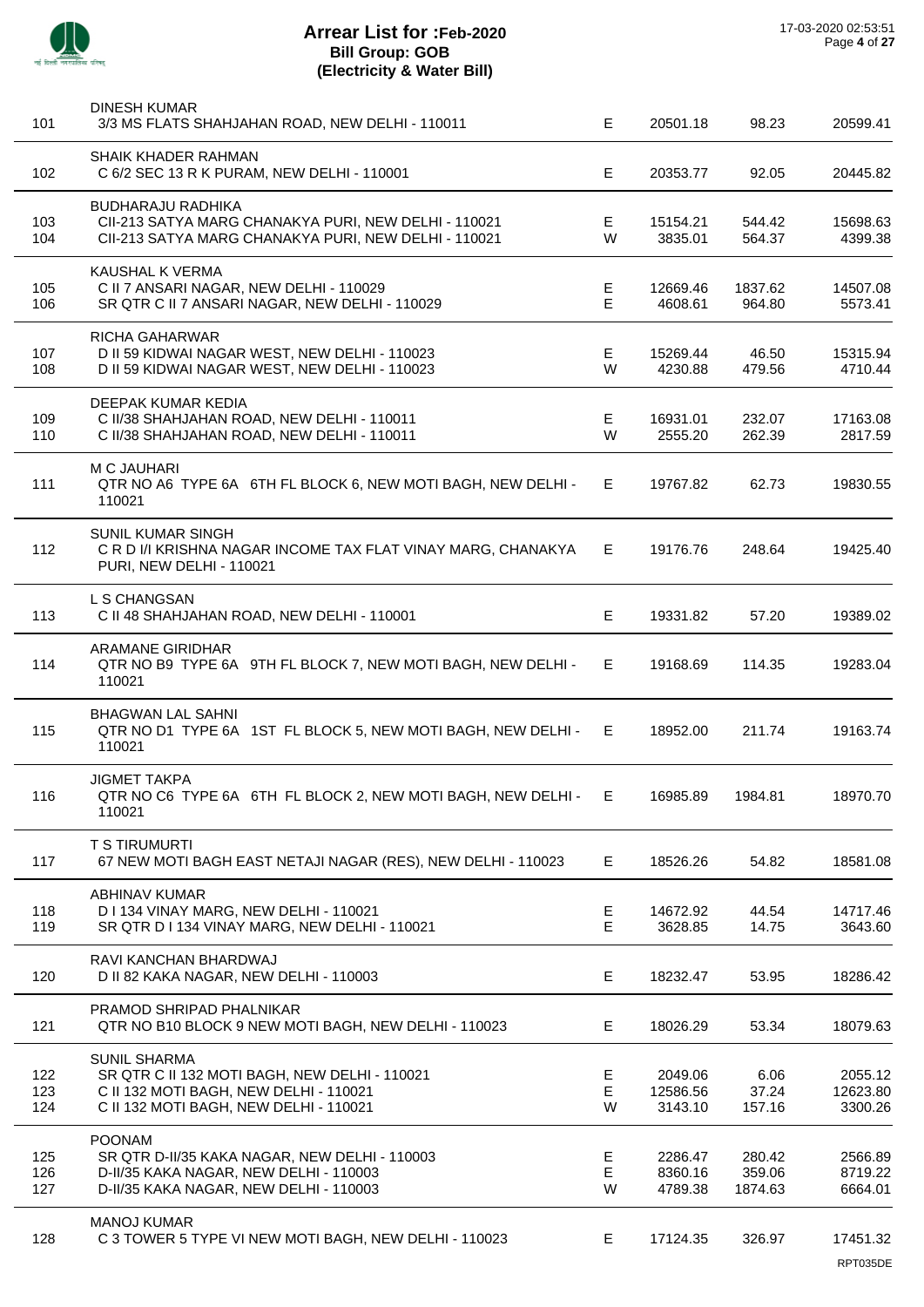# Arrear List for :Feb-2020

## Bill Group: GOB

## (Electricity & Water Bill)

17-03-2020 02:53:51

| No. | Name / Address | Type | Amount | Surcharge | Total |
|---|---|---|---|---|---|
| | DINESH KUMAR | | | | |
| 101 | 3/3 MS FLATS SHAHJAHAN ROAD, NEW DELHI - 110011 | E | 20501.18 | 98.23 | 20599.41 |
| | SHAIK KHADER RAHMAN | | | | |
| 102 | C 6/2 SEC 13 R K PURAM, NEW DELHI - 110001 | E | 20353.77 | 92.05 | 20445.82 |
| | BUDHARAJU RADHIKA | | | | |
| 103 | CII-213 SATYA MARG CHANAKYA PURI, NEW DELHI - 110021 | E | 15154.21 | 544.42 | 15698.63 |
| 104 | CII-213 SATYA MARG CHANAKYA PURI, NEW DELHI - 110021 | W | 3835.01 | 564.37 | 4399.38 |
| | KAUSHAL K VERMA | | | | |
| 105 | C II 7 ANSARI NAGAR, NEW DELHI - 110029 | E | 12669.46 | 1837.62 | 14507.08 |
| 106 | SR QTR C II 7 ANSARI NAGAR, NEW DELHI - 110029 | E | 4608.61 | 964.80 | 5573.41 |
| | RICHA GAHARWAR | | | | |
| 107 | D II 59 KIDWAI NAGAR WEST, NEW DELHI - 110023 | E | 15269.44 | 46.50 | 15315.94 |
| 108 | D II 59 KIDWAI NAGAR WEST, NEW DELHI - 110023 | W | 4230.88 | 479.56 | 4710.44 |
| | DEEPAK KUMAR KEDIA | | | | |
| 109 | C II/38 SHAHJAHAN ROAD, NEW DELHI - 110011 | E | 16931.01 | 232.07 | 17163.08 |
| 110 | C II/38 SHAHJAHAN ROAD, NEW DELHI - 110011 | W | 2555.20 | 262.39 | 2817.59 |
| | M C JAUHARI | | | | |
| 111 | QTR NO A6 TYPE 6A 6TH FL BLOCK 6, NEW MOTI BAGH, NEW DELHI - 110021 | E | 19767.82 | 62.73 | 19830.55 |
| | SUNIL KUMAR SINGH | | | | |
| 112 | C R D I/I KRISHNA NAGAR INCOME TAX FLAT VINAY MARG, CHANAKYA PURI, NEW DELHI - 110021 | E | 19176.76 | 248.64 | 19425.40 |
| | L S CHANGSAN | | | | |
| 113 | C II 48 SHAHJAHAN ROAD, NEW DELHI - 110001 | E | 19331.82 | 57.20 | 19389.02 |
| | ARAMANE GIRIDHAR | | | | |
| 114 | QTR NO B9 TYPE 6A 9TH FL BLOCK 7, NEW MOTI BAGH, NEW DELHI - 110021 | E | 19168.69 | 114.35 | 19283.04 |
| | BHAGWAN LAL SAHNI | | | | |
| 115 | QTR NO D1 TYPE 6A 1ST FL BLOCK 5, NEW MOTI BAGH, NEW DELHI - 110021 | E | 18952.00 | 211.74 | 19163.74 |
| | JIGMET TAKPA | | | | |
| 116 | QTR NO C6 TYPE 6A 6TH FL BLOCK 2, NEW MOTI BAGH, NEW DELHI - 110021 | E | 16985.89 | 1984.81 | 18970.70 |
| | T S TIRUMURTI | | | | |
| 117 | 67 NEW MOTI BAGH EAST NETAJI NAGAR (RES), NEW DELHI - 110023 | E | 18526.26 | 54.82 | 18581.08 |
| | ABHINAV KUMAR | | | | |
| 118 | D I 134 VINAY MARG, NEW DELHI - 110021 | E | 14672.92 | 44.54 | 14717.46 |
| 119 | SR QTR D I 134 VINAY MARG, NEW DELHI - 110021 | E | 3628.85 | 14.75 | 3643.60 |
| | RAVI KANCHAN BHARDWAJ | | | | |
| 120 | D II 82 KAKA NAGAR, NEW DELHI - 110003 | E | 18232.47 | 53.95 | 18286.42 |
| | PRAMOD SHRIPAD PHALNIKAR | | | | |
| 121 | QTR NO B10 BLOCK 9 NEW MOTI BAGH, NEW DELHI - 110023 | E | 18026.29 | 53.34 | 18079.63 |
| | SUNIL SHARMA | | | | |
| 122 | SR QTR C II 132 MOTI BAGH, NEW DELHI - 110021 | E | 2049.06 | 6.06 | 2055.12 |
| 123 | C II 132 MOTI BAGH, NEW DELHI - 110021 | E | 12586.56 | 37.24 | 12623.80 |
| 124 | C II 132 MOTI BAGH, NEW DELHI - 110021 | W | 3143.10 | 157.16 | 3300.26 |
| | POONAM | | | | |
| 125 | SR QTR D-II/35 KAKA NAGAR, NEW DELHI - 110003 | E | 2286.47 | 280.42 | 2566.89 |
| 126 | D-II/35 KAKA NAGAR, NEW DELHI - 110003 | E | 8360.16 | 359.06 | 8719.22 |
| 127 | D-II/35 KAKA NAGAR, NEW DELHI - 110003 | W | 4789.38 | 1874.63 | 6664.01 |
| | MANOJ KUMAR | | | | |
| 128 | C 3 TOWER 5 TYPE VI NEW MOTI BAGH, NEW DELHI - 110023 | E | 17124.35 | 326.97 | 17451.32 |

RPT035DE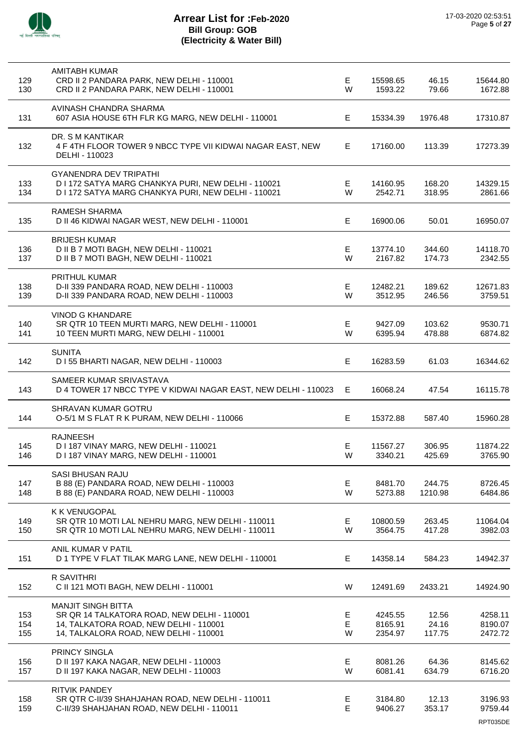# Arrear List for :Feb-2020
## Bill Group: GOB
## (Electricity & Water Bill)

17-03-2020 02:53:51

| No. | Name / Address | Type | Amount | Surcharge | Total |
|---|---|---|---|---|---|
| | AMITABH KUMAR | | | | |
| 129 | CRD II 2 PANDARA PARK, NEW DELHI - 110001 | E | 15598.65 | 46.15 | 15644.80 |
| 130 | CRD II 2 PANDARA PARK, NEW DELHI - 110001 | W | 1593.22 | 79.66 | 1672.88 |
| | AVINASH CHANDRA SHARMA | | | | |
| 131 | 607 ASIA HOUSE 6TH FLR KG MARG, NEW DELHI - 110001 | E | 15334.39 | 1976.48 | 17310.87 |
| | DR. S M KANTIKAR | | | | |
| 132 | 4 F 4TH FLOOR TOWER 9 NBCC TYPE VII KIDWAI NAGAR EAST, NEW DELHI - 110023 | E | 17160.00 | 113.39 | 17273.39 |
| | GYANENDRA DEV TRIPATHI | | | | |
| 133 | D I 172 SATYA MARG CHANKYA PURI, NEW DELHI - 110021 | E | 14160.95 | 168.20 | 14329.15 |
| 134 | D I 172 SATYA MARG CHANKYA PURI, NEW DELHI - 110021 | W | 2542.71 | 318.95 | 2861.66 |
| | RAMESH SHARMA | | | | |
| 135 | D II 46 KIDWAI NAGAR WEST, NEW DELHI - 110001 | E | 16900.06 | 50.01 | 16950.07 |
| | BRIJESH KUMAR | | | | |
| 136 | D II B 7 MOTI BAGH, NEW DELHI - 110021 | E | 13774.10 | 344.60 | 14118.70 |
| 137 | D II B 7 MOTI BAGH, NEW DELHI - 110021 | W | 2167.82 | 174.73 | 2342.55 |
| | PRITHUL KUMAR | | | | |
| 138 | D-II 339 PANDARA ROAD, NEW DELHI - 110003 | E | 12482.21 | 189.62 | 12671.83 |
| 139 | D-II 339 PANDARA ROAD, NEW DELHI - 110003 | W | 3512.95 | 246.56 | 3759.51 |
| | VINOD G KHANDARE | | | | |
| 140 | SR QTR 10 TEEN MURTI MARG, NEW DELHI - 110001 | E | 9427.09 | 103.62 | 9530.71 |
| 141 | 10 TEEN MURTI MARG, NEW DELHI - 110001 | W | 6395.94 | 478.88 | 6874.82 |
| | SUNITA | | | | |
| 142 | D I 55 BHARTI NAGAR, NEW DELHI - 110003 | E | 16283.59 | 61.03 | 16344.62 |
| | SAMEER KUMAR SRIVASTAVA | | | | |
| 143 | D 4 TOWER 17 NBCC TYPE V KIDWAI NAGAR EAST, NEW DELHI - 110023 | E | 16068.24 | 47.54 | 16115.78 |
| | SHRAVAN KUMAR GOTRU | | | | |
| 144 | O-5/1 M S FLAT R K PURAM, NEW DELHI - 110066 | E | 15372.88 | 587.40 | 15960.28 |
| | RAJNEESH | | | | |
| 145 | D I 187 VINAY MARG, NEW DELHI - 110021 | E | 11567.27 | 306.95 | 11874.22 |
| 146 | D I 187 VINAY MARG, NEW DELHI - 110001 | W | 3340.21 | 425.69 | 3765.90 |
| | SASI BHUSAN RAJU | | | | |
| 147 | B 88 (E) PANDARA ROAD, NEW DELHI - 110003 | E | 8481.70 | 244.75 | 8726.45 |
| 148 | B 88 (E) PANDARA ROAD, NEW DELHI - 110003 | W | 5273.88 | 1210.98 | 6484.86 |
| | K K VENUGOPAL | | | | |
| 149 | SR QTR 10 MOTI LAL NEHRU MARG, NEW DELHI - 110011 | E | 10800.59 | 263.45 | 11064.04 |
| 150 | SR QTR 10 MOTI LAL NEHRU MARG, NEW DELHI - 110011 | W | 3564.75 | 417.28 | 3982.03 |
| | ANIL KUMAR V PATIL | | | | |
| 151 | D 1 TYPE V FLAT TILAK MARG LANE, NEW DELHI - 110001 | E | 14358.14 | 584.23 | 14942.37 |
| | R SAVITHRI | | | | |
| 152 | C II 121 MOTI BAGH, NEW DELHI - 110001 | W | 12491.69 | 2433.21 | 14924.90 |
| | MANJIT SINGH BITTA | | | | |
| 153 | SR QR 14 TALKATORA ROAD, NEW DELHI - 110001 | E | 4245.55 | 12.56 | 4258.11 |
| 154 | 14, TALKATORA ROAD, NEW DELHI - 110001 | E | 8165.91 | 24.16 | 8190.07 |
| 155 | 14, TALKALORA ROAD, NEW DELHI - 110001 | W | 2354.97 | 117.75 | 2472.72 |
| | PRINCY SINGLA | | | | |
| 156 | D II 197 KAKA NAGAR, NEW DELHI - 110003 | E | 8081.26 | 64.36 | 8145.62 |
| 157 | D II 197 KAKA NAGAR, NEW DELHI - 110003 | W | 6081.41 | 634.79 | 6716.20 |
| | RITVIK PANDEY | | | | |
| 158 | SR QTR C-II/39 SHAHJAHAN ROAD, NEW DELHI - 110011 | E | 3184.80 | 12.13 | 3196.93 |
| 159 | C-II/39 SHAHJAHAN ROAD, NEW DELHI - 110011 | E | 9406.27 | 353.17 | 9759.44 |

RPT035DE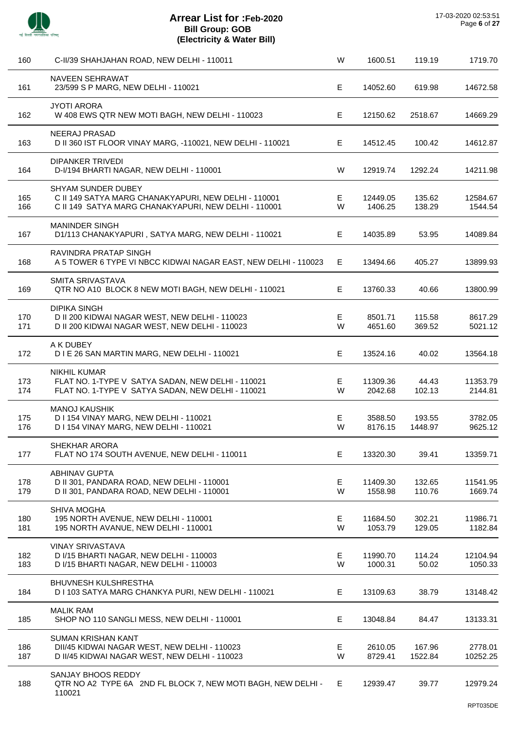# Arrear List for :Feb-2020
## Bill Group: GOB
### (Electricity & Water Bill)

17-03-2020 02:53:51

| No. | Name / Address | Type | Amount | Surcharge | Total |
|---|---|---|---|---|---|
| 160 | C-II/39 SHAHJAHAN ROAD, NEW DELHI - 110011 | W | 1600.51 | 119.19 | 1719.70 |
| | NAVEEN SEHRAWAT | | | | |
| 161 | 23/599 S P MARG, NEW DELHI - 110021 | E | 14052.60 | 619.98 | 14672.58 |
| | JYOTI ARORA | | | | |
| 162 | W 408 EWS QTR NEW MOTI BAGH, NEW DELHI - 110023 | E | 12150.62 | 2518.67 | 14669.29 |
| | NEERAJ PRASAD | | | | |
| 163 | D II 360 IST FLOOR VINAY MARG, -110021, NEW DELHI - 110021 | E | 14512.45 | 100.42 | 14612.87 |
| | DIPANKER TRIVEDI | | | | |
| 164 | D-I/194 BHARTI NAGAR, NEW DELHI - 110001 | W | 12919.74 | 1292.24 | 14211.98 |
| | SHYAM SUNDER DUBEY | | | | |
| 165 | C II 149 SATYA MARG CHANAKYAPURI, NEW DELHI - 110001 | E | 12449.05 | 135.62 | 12584.67 |
| 166 | C II 149 SATYA MARG CHANAKYAPURI, NEW DELHI - 110001 | W | 1406.25 | 138.29 | 1544.54 |
| | MANINDER SINGH | | | | |
| 167 | D1/113 CHANAKYAPURI , SATYA MARG, NEW DELHI - 110021 | E | 14035.89 | 53.95 | 14089.84 |
| | RAVINDRA PRATAP SINGH | | | | |
| 168 | A 5 TOWER 6 TYPE VI NBCC KIDWAI NAGAR EAST, NEW DELHI - 110023 | E | 13494.66 | 405.27 | 13899.93 |
| | SMITA SRIVASTAVA | | | | |
| 169 | QTR NO A10 BLOCK 8 NEW MOTI BAGH, NEW DELHI - 110021 | E | 13760.33 | 40.66 | 13800.99 |
| | DIPIKA SINGH | | | | |
| 170 | D II 200 KIDWAI NAGAR WEST, NEW DELHI - 110023 | E | 8501.71 | 115.58 | 8617.29 |
| 171 | D II 200 KIDWAI NAGAR WEST, NEW DELHI - 110023 | W | 4651.60 | 369.52 | 5021.12 |
| | A K DUBEY | | | | |
| 172 | D I E 26 SAN MARTIN MARG, NEW DELHI - 110021 | E | 13524.16 | 40.02 | 13564.18 |
| | NIKHIL KUMAR | | | | |
| 173 | FLAT NO. 1-TYPE V SATYA SADAN, NEW DELHI - 110021 | E | 11309.36 | 44.43 | 11353.79 |
| 174 | FLAT NO. 1-TYPE V SATYA SADAN, NEW DELHI - 110021 | W | 2042.68 | 102.13 | 2144.81 |
| | MANOJ KAUSHIK | | | | |
| 175 | D I 154 VINAY MARG, NEW DELHI - 110021 | E | 3588.50 | 193.55 | 3782.05 |
| 176 | D I 154 VINAY MARG, NEW DELHI - 110021 | W | 8176.15 | 1448.97 | 9625.12 |
| | SHEKHAR ARORA | | | | |
| 177 | FLAT NO 174 SOUTH AVENUE, NEW DELHI - 110011 | E | 13320.30 | 39.41 | 13359.71 |
| | ABHINAV GUPTA | | | | |
| 178 | D II 301, PANDARA ROAD, NEW DELHI - 110001 | E | 11409.30 | 132.65 | 11541.95 |
| 179 | D II 301, PANDARA ROAD, NEW DELHI - 110001 | W | 1558.98 | 110.76 | 1669.74 |
| | SHIVA MOGHA | | | | |
| 180 | 195 NORTH AVENUE, NEW DELHI - 110001 | E | 11684.50 | 302.21 | 11986.71 |
| 181 | 195 NORTH AVANUE, NEW DELHI - 110001 | W | 1053.79 | 129.05 | 1182.84 |
| | VINAY SRIVASTAVA | | | | |
| 182 | D I/15 BHARTI NAGAR, NEW DELHI - 110003 | E | 11990.70 | 114.24 | 12104.94 |
| 183 | D I/15 BHARTI NAGAR, NEW DELHI - 110003 | W | 1000.31 | 50.02 | 1050.33 |
| | BHUVNESH KULSHRESTHA | | | | |
| 184 | D I 103 SATYA MARG CHANKYA PURI, NEW DELHI - 110021 | E | 13109.63 | 38.79 | 13148.42 |
| | MALIK RAM | | | | |
| 185 | SHOP NO 110 SANGLI MESS, NEW DELHI - 110001 | E | 13048.84 | 84.47 | 13133.31 |
| | SUMAN KRISHAN KANT | | | | |
| 186 | DII/45 KIDWAI NAGAR WEST, NEW DELHI - 110023 | E | 2610.05 | 167.96 | 2778.01 |
| 187 | D II/45 KIDWAI NAGAR WEST, NEW DELHI - 110023 | W | 8729.41 | 1522.84 | 10252.25 |
| | SANJAY BHOOS REDDY | | | | |
| 188 | QTR NO A2 TYPE 6A 2ND FL BLOCK 7, NEW MOTI BAGH, NEW DELHI - 110021 | E | 12939.47 | 39.77 | 12979.24 |

RPT035DE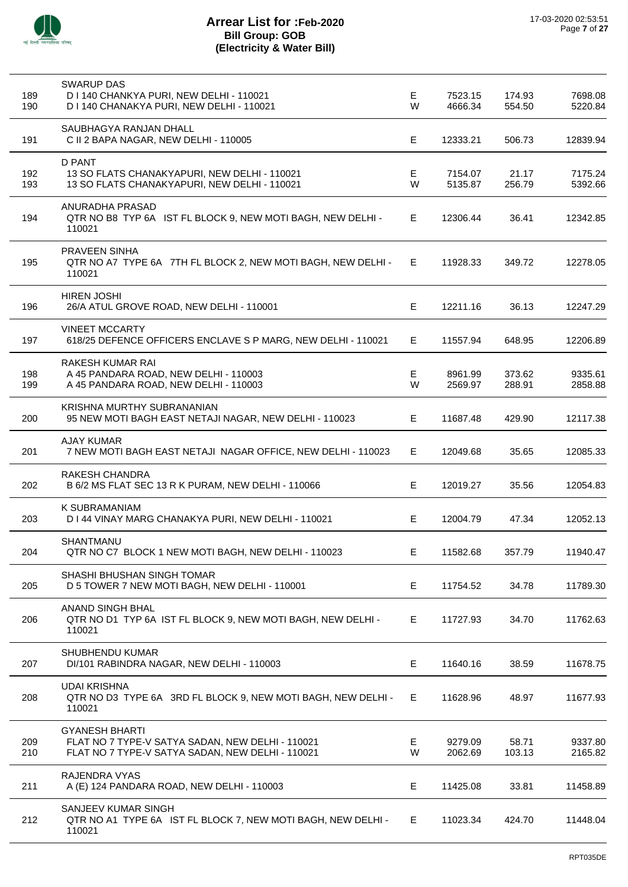# Arrear List for :Feb-2020
## Bill Group: GOB
## (Electricity & Water Bill)

17-03-2020 02:53:51

| No. | Name / Address | Type | Amount | Surcharge | Total |
|---|---|---|---|---|---|
| | SWARUP DAS | | | | |
| 189 | D I 140 CHANKYA PURI, NEW DELHI - 110021 | E | 7523.15 | 174.93 | 7698.08 |
| 190 | D I 140 CHANAKYA PURI, NEW DELHI - 110021 | W | 4666.34 | 554.50 | 5220.84 |
| | SAUBHAGYA RANJAN DHALL | | | | |
| 191 | C II 2 BAPA NAGAR, NEW DELHI - 110005 | E | 12333.21 | 506.73 | 12839.94 |
| | D PANT | | | | |
| 192 | 13 SO FLATS CHANAKYAPURI, NEW DELHI - 110021 | E | 7154.07 | 21.17 | 7175.24 |
| 193 | 13 SO FLATS CHANAKYAPURI, NEW DELHI - 110021 | W | 5135.87 | 256.79 | 5392.66 |
| | ANURADHA PRASAD | | | | |
| 194 | QTR NO B8 TYP 6A IST FL BLOCK 9, NEW MOTI BAGH, NEW DELHI - 110021 | E | 12306.44 | 36.41 | 12342.85 |
| | PRAVEEN SINHA | | | | |
| 195 | QTR NO A7 TYPE 6A 7TH FL BLOCK 2, NEW MOTI BAGH, NEW DELHI - 110021 | E | 11928.33 | 349.72 | 12278.05 |
| | HIREN JOSHI | | | | |
| 196 | 26/A ATUL GROVE ROAD, NEW DELHI - 110001 | E | 12211.16 | 36.13 | 12247.29 |
| | VINEET MCCARTY | | | | |
| 197 | 618/25 DEFENCE OFFICERS ENCLAVE S P MARG, NEW DELHI - 110021 | E | 11557.94 | 648.95 | 12206.89 |
| | RAKESH KUMAR RAI | | | | |
| 198 | A 45 PANDARA ROAD, NEW DELHI - 110003 | E | 8961.99 | 373.62 | 9335.61 |
| 199 | A 45 PANDARA ROAD, NEW DELHI - 110003 | W | 2569.97 | 288.91 | 2858.88 |
| | KRISHNA MURTHY SUBRANANIAN | | | | |
| 200 | 95 NEW MOTI BAGH EAST NETAJI NAGAR, NEW DELHI - 110023 | E | 11687.48 | 429.90 | 12117.38 |
| | AJAY KUMAR | | | | |
| 201 | 7 NEW MOTI BAGH EAST NETAJI NAGAR OFFICE, NEW DELHI - 110023 | E | 12049.68 | 35.65 | 12085.33 |
| | RAKESH CHANDRA | | | | |
| 202 | B 6/2 MS FLAT SEC 13 R K PURAM, NEW DELHI - 110066 | E | 12019.27 | 35.56 | 12054.83 |
| | K SUBRAMANIAM | | | | |
| 203 | D I 44 VINAY MARG CHANAKYA PURI, NEW DELHI - 110021 | E | 12004.79 | 47.34 | 12052.13 |
| | SHANTMANU | | | | |
| 204 | QTR NO C7 BLOCK 1 NEW MOTI BAGH, NEW DELHI - 110023 | E | 11582.68 | 357.79 | 11940.47 |
| | SHASHI BHUSHAN SINGH TOMAR | | | | |
| 205 | D 5 TOWER 7 NEW MOTI BAGH, NEW DELHI - 110001 | E | 11754.52 | 34.78 | 11789.30 |
| | ANAND SINGH BHAL | | | | |
| 206 | QTR NO D1 TYP 6A IST FL BLOCK 9, NEW MOTI BAGH, NEW DELHI - 110021 | E | 11727.93 | 34.70 | 11762.63 |
| | SHUBHENDU KUMAR | | | | |
| 207 | DI/101 RABINDRA NAGAR, NEW DELHI - 110003 | E | 11640.16 | 38.59 | 11678.75 |
| | UDAI KRISHNA | | | | |
| 208 | QTR NO D3 TYPE 6A 3RD FL BLOCK 9, NEW MOTI BAGH, NEW DELHI - 110021 | E | 11628.96 | 48.97 | 11677.93 |
| | GYANESH BHARTI | | | | |
| 209 | FLAT NO 7 TYPE-V SATYA SADAN, NEW DELHI - 110021 | E | 9279.09 | 58.71 | 9337.80 |
| 210 | FLAT NO 7 TYPE-V SATYA SADAN, NEW DELHI - 110021 | W | 2062.69 | 103.13 | 2165.82 |
| | RAJENDRA VYAS | | | | |
| 211 | A (E) 124 PANDARA ROAD, NEW DELHI - 110003 | E | 11425.08 | 33.81 | 11458.89 |
| | SANJEEV KUMAR SINGH | | | | |
| 212 | QTR NO A1 TYPE 6A IST FL BLOCK 7, NEW MOTI BAGH, NEW DELHI - 110021 | E | 11023.34 | 424.70 | 11448.04 |

RPT035DE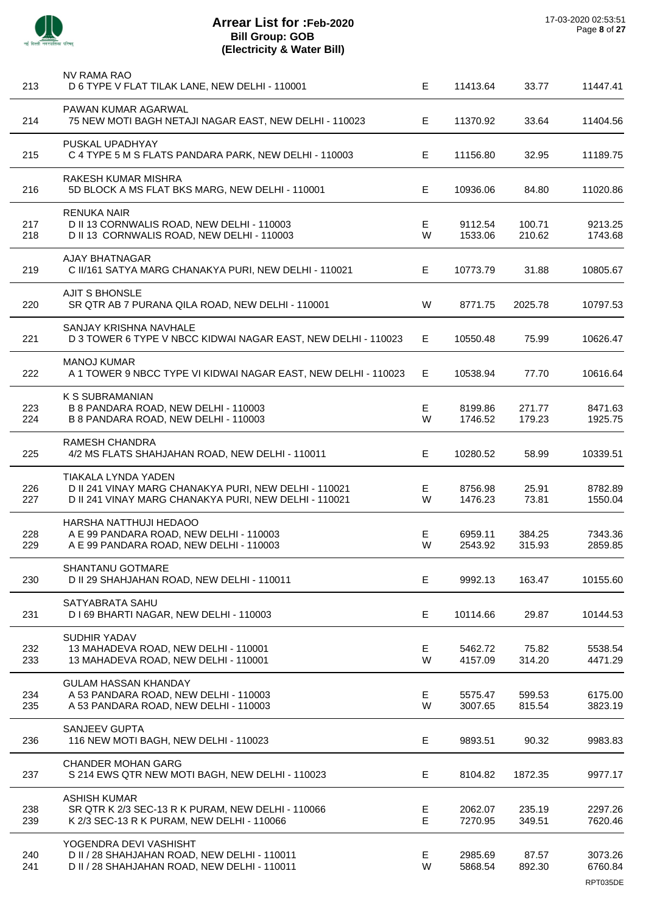# Arrear List for :Feb-2020
## Bill Group: GOB
## (Electricity & Water Bill)

17-03-2020 02:53:51

| S.No. | Name / Address | Type | Amount | Surcharge | Total |
|---|---|---|---|---|---|
| | NV RAMA RAO | | | | |
| 213 | D 6 TYPE V FLAT TILAK LANE, NEW DELHI - 110001 | E | 11413.64 | 33.77 | 11447.41 |
| | PAWAN KUMAR AGARWAL | | | | |
| 214 | 75 NEW MOTI BAGH NETAJI NAGAR EAST, NEW DELHI - 110023 | E | 11370.92 | 33.64 | 11404.56 |
| | PUSKAL UPADHYAY | | | | |
| 215 | C 4 TYPE 5 M S FLATS PANDARA PARK, NEW DELHI - 110003 | E | 11156.80 | 32.95 | 11189.75 |
| | RAKESH KUMAR MISHRA | | | | |
| 216 | 5D BLOCK A MS FLAT BKS MARG, NEW DELHI - 110001 | E | 10936.06 | 84.80 | 11020.86 |
| | RENUKA NAIR | | | | |
| 217 | D II 13 CORNWALIS ROAD, NEW DELHI - 110003 | E | 9112.54 | 100.71 | 9213.25 |
| 218 | D II 13 CORNWALIS ROAD, NEW DELHI - 110003 | W | 1533.06 | 210.62 | 1743.68 |
| | AJAY BHATNAGAR | | | | |
| 219 | C II/161 SATYA MARG CHANAKYA PURI, NEW DELHI - 110021 | E | 10773.79 | 31.88 | 10805.67 |
| | AJIT S BHONSLE | | | | |
| 220 | SR QTR AB 7 PURANA QILA ROAD, NEW DELHI - 110001 | W | 8771.75 | 2025.78 | 10797.53 |
| | SANJAY KRISHNA NAVHALE | | | | |
| 221 | D 3 TOWER 6 TYPE V NBCC KIDWAI NAGAR EAST, NEW DELHI - 110023 | E | 10550.48 | 75.99 | 10626.47 |
| | MANOJ KUMAR | | | | |
| 222 | A 1 TOWER 9 NBCC TYPE VI KIDWAI NAGAR EAST, NEW DELHI - 110023 | E | 10538.94 | 77.70 | 10616.64 |
| | K S SUBRAMANIAN | | | | |
| 223 | B 8 PANDARA ROAD, NEW DELHI - 110003 | E | 8199.86 | 271.77 | 8471.63 |
| 224 | B 8 PANDARA ROAD, NEW DELHI - 110003 | W | 1746.52 | 179.23 | 1925.75 |
| | RAMESH CHANDRA | | | | |
| 225 | 4/2 MS FLATS SHAHJAHAN ROAD, NEW DELHI - 110011 | E | 10280.52 | 58.99 | 10339.51 |
| | TIAKALA LYNDA YADEN | | | | |
| 226 | D II 241 VINAY MARG CHANAKYA PURI, NEW DELHI - 110021 | E | 8756.98 | 25.91 | 8782.89 |
| 227 | D II 241 VINAY MARG CHANAKYA PURI, NEW DELHI - 110021 | W | 1476.23 | 73.81 | 1550.04 |
| | HARSHA NATTHUJI HEDAOO | | | | |
| 228 | A E 99 PANDARA ROAD, NEW DELHI - 110003 | E | 6959.11 | 384.25 | 7343.36 |
| 229 | A E 99 PANDARA ROAD, NEW DELHI - 110003 | W | 2543.92 | 315.93 | 2859.85 |
| | SHANTANU GOTMARE | | | | |
| 230 | D II 29 SHAHJAHAN ROAD, NEW DELHI - 110011 | E | 9992.13 | 163.47 | 10155.60 |
| | SATYABRATA SAHU | | | | |
| 231 | D I 69 BHARTI NAGAR, NEW DELHI - 110003 | E | 10114.66 | 29.87 | 10144.53 |
| | SUDHIR YADAV | | | | |
| 232 | 13 MAHADEVA ROAD, NEW DELHI - 110001 | E | 5462.72 | 75.82 | 5538.54 |
| 233 | 13 MAHADEVA ROAD, NEW DELHI - 110001 | W | 4157.09 | 314.20 | 4471.29 |
| | GULAM HASSAN KHANDAY | | | | |
| 234 | A 53 PANDARA ROAD, NEW DELHI - 110003 | E | 5575.47 | 599.53 | 6175.00 |
| 235 | A 53 PANDARA ROAD, NEW DELHI - 110003 | W | 3007.65 | 815.54 | 3823.19 |
| | SANJEEV GUPTA | | | | |
| 236 | 116 NEW MOTI BAGH, NEW DELHI - 110023 | E | 9893.51 | 90.32 | 9983.83 |
| | CHANDER MOHAN GARG | | | | |
| 237 | S 214 EWS QTR NEW MOTI BAGH, NEW DELHI - 110023 | E | 8104.82 | 1872.35 | 9977.17 |
| | ASHISH KUMAR | | | | |
| 238 | SR QTR K 2/3 SEC-13 R K PURAM, NEW DELHI - 110066 | E | 2062.07 | 235.19 | 2297.26 |
| 239 | K 2/3 SEC-13 R K PURAM, NEW DELHI - 110066 | E | 7270.95 | 349.51 | 7620.46 |
| | YOGENDRA DEVI VASHISHT | | | | |
| 240 | D II / 28 SHAHJAHAN ROAD, NEW DELHI - 110011 | E | 2985.69 | 87.57 | 3073.26 |
| 241 | D II / 28 SHAHJAHAN ROAD, NEW DELHI - 110011 | W | 5868.54 | 892.30 | 6760.84 |

RPT035DE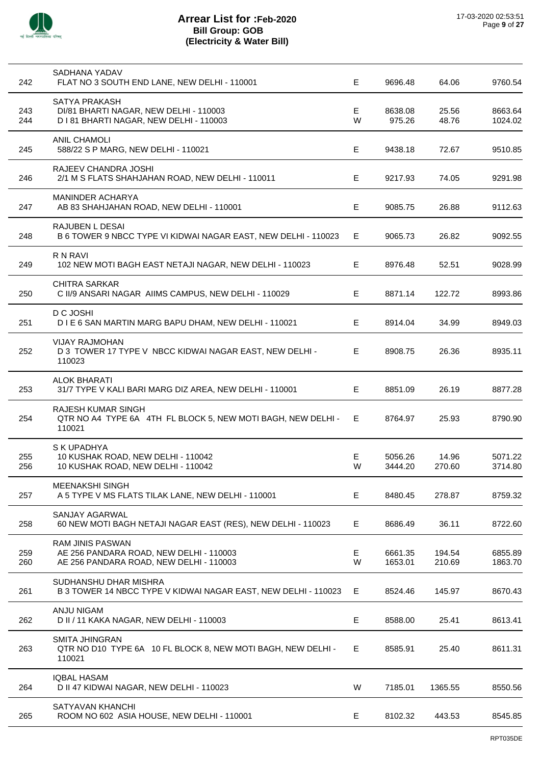# Arrear List for :Feb-2020
## Bill Group: GOB
## (Electricity & Water Bill)

| | | | | | |
|---|---|---|---|---|---|
| | SADHANA YADAV | | | | |
| 242 | FLAT NO 3 SOUTH END LANE, NEW DELHI - 110001 | E | 9696.48 | 64.06 | 9760.54 |
| | SATYA PRAKASH | | | | |
| 243 | DI/81 BHARTI NAGAR, NEW DELHI - 110003 | E | 8638.08 | 25.56 | 8663.64 |
| 244 | D I 81 BHARTI NAGAR, NEW DELHI - 110003 | W | 975.26 | 48.76 | 1024.02 |
| | ANIL CHAMOLI | | | | |
| 245 | 588/22 S P MARG, NEW DELHI - 110021 | E | 9438.18 | 72.67 | 9510.85 |
| | RAJEEV CHANDRA JOSHI | | | | |
| 246 | 2/1 M S FLATS SHAHJAHAN ROAD, NEW DELHI - 110011 | E | 9217.93 | 74.05 | 9291.98 |
| | MANINDER ACHARYA | | | | |
| 247 | AB 83 SHAHJAHAN ROAD, NEW DELHI - 110001 | E | 9085.75 | 26.88 | 9112.63 |
| | RAJUBEN L DESAI | | | | |
| 248 | B 6 TOWER 9 NBCC TYPE VI KIDWAI NAGAR EAST, NEW DELHI - 110023 | E | 9065.73 | 26.82 | 9092.55 |
| | R N RAVI | | | | |
| 249 | 102 NEW MOTI BAGH EAST NETAJI NAGAR, NEW DELHI - 110023 | E | 8976.48 | 52.51 | 9028.99 |
| | CHITRA SARKAR | | | | |
| 250 | C II/9 ANSARI NAGAR AIIMS CAMPUS, NEW DELHI - 110029 | E | 8871.14 | 122.72 | 8993.86 |
| | D C JOSHI | | | | |
| 251 | D I E 6 SAN MARTIN MARG BAPU DHAM, NEW DELHI - 110021 | E | 8914.04 | 34.99 | 8949.03 |
| | VIJAY RAJMOHAN | | | | |
| 252 | D 3 TOWER 17 TYPE V NBCC KIDWAI NAGAR EAST, NEW DELHI - 110023 | E | 8908.75 | 26.36 | 8935.11 |
| | ALOK BHARATI | | | | |
| 253 | 31/7 TYPE V KALI BARI MARG DIZ AREA, NEW DELHI - 110001 | E | 8851.09 | 26.19 | 8877.28 |
| | RAJESH KUMAR SINGH | | | | |
| 254 | QTR NO A4 TYPE 6A 4TH FL BLOCK 5, NEW MOTI BAGH, NEW DELHI - 110021 | E | 8764.97 | 25.93 | 8790.90 |
| | S K UPADHYA | | | | |
| 255 | 10 KUSHAK ROAD, NEW DELHI - 110042 | E | 5056.26 | 14.96 | 5071.22 |
| 256 | 10 KUSHAK ROAD, NEW DELHI - 110042 | W | 3444.20 | 270.60 | 3714.80 |
| | MEENAKSHI SINGH | | | | |
| 257 | A 5 TYPE V MS FLATS TILAK LANE, NEW DELHI - 110001 | E | 8480.45 | 278.87 | 8759.32 |
| | SANJAY AGARWAL | | | | |
| 258 | 60 NEW MOTI BAGH NETAJI NAGAR EAST (RES), NEW DELHI - 110023 | E | 8686.49 | 36.11 | 8722.60 |
| | RAM JINIS PASWAN | | | | |
| 259 | AE 256 PANDARA ROAD, NEW DELHI - 110003 | E | 6661.35 | 194.54 | 6855.89 |
| 260 | AE 256 PANDARA ROAD, NEW DELHI - 110003 | W | 1653.01 | 210.69 | 1863.70 |
| | SUDHANSHU DHAR MISHRA | | | | |
| 261 | B 3 TOWER 14 NBCC TYPE V KIDWAI NAGAR EAST, NEW DELHI - 110023 | E | 8524.46 | 145.97 | 8670.43 |
| | ANJU NIGAM | | | | |
| 262 | D II / 11 KAKA NAGAR, NEW DELHI - 110003 | E | 8588.00 | 25.41 | 8613.41 |
| | SMITA JHINGRAN | | | | |
| 263 | QTR NO D10 TYPE 6A 10 FL BLOCK 8, NEW MOTI BAGH, NEW DELHI - 110021 | E | 8585.91 | 25.40 | 8611.31 |
| | IQBAL HASAM | | | | |
| 264 | D II 47 KIDWAI NAGAR, NEW DELHI - 110023 | W | 7185.01 | 1365.55 | 8550.56 |
| | SATYAVAN KHANCHI | | | | |
| 265 | ROOM NO 602 ASIA HOUSE, NEW DELHI - 110001 | E | 8102.32 | 443.53 | 8545.85 |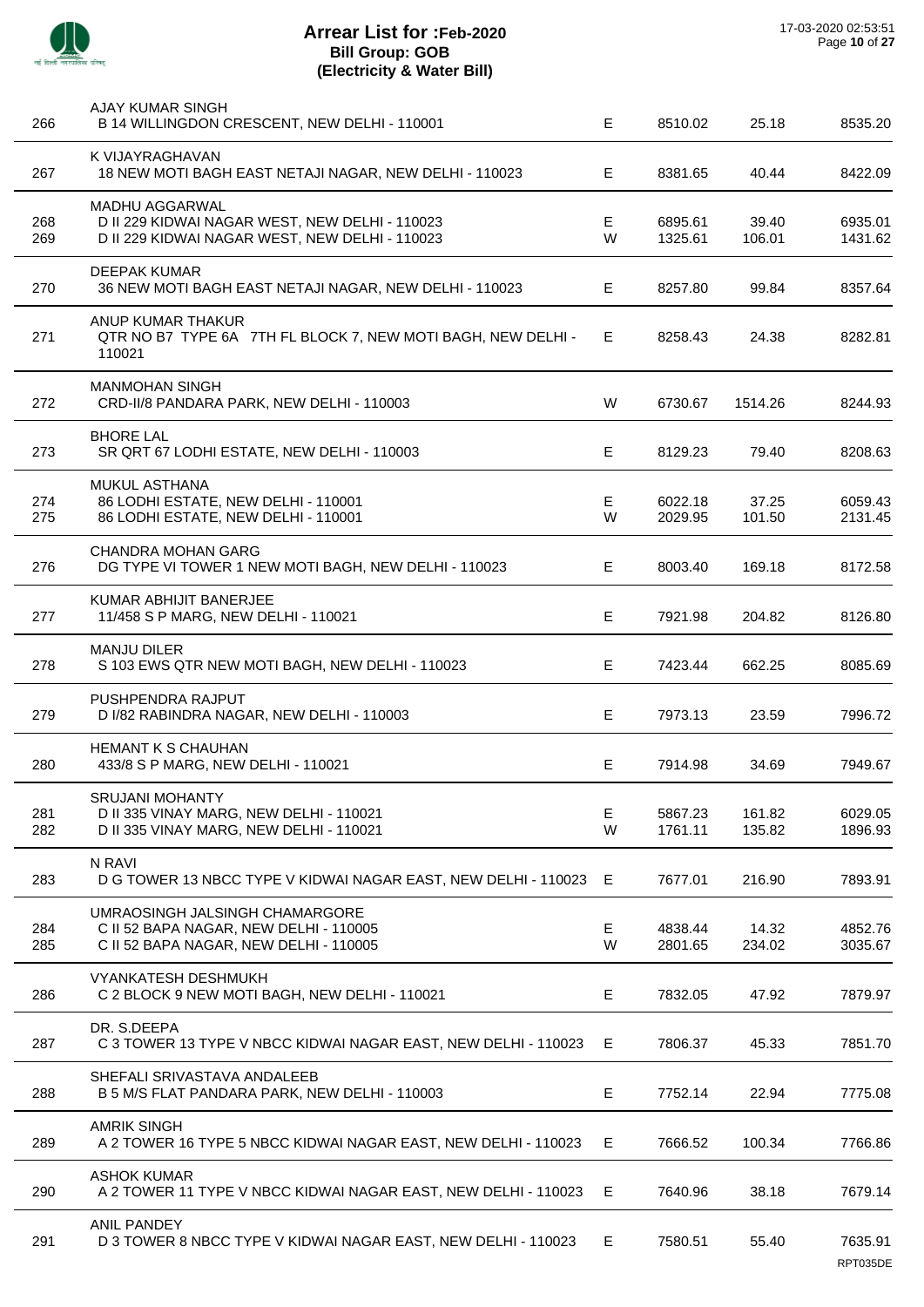# Arrear List for :Feb-2020
## Bill Group: GOB
### (Electricity & Water Bill)

| No. | Name / Address | Type | Amount | Surcharge | Total |
|---|---|---|---|---|---|
| | AJAY KUMAR SINGH | | | | |
| 266 | B 14 WILLINGDON CRESCENT, NEW DELHI - 110001 | E | 8510.02 | 25.18 | 8535.20 |
| | K VIJAYRAGHAVAN | | | | |
| 267 | 18 NEW MOTI BAGH EAST NETAJI NAGAR, NEW DELHI - 110023 | E | 8381.65 | 40.44 | 8422.09 |
| | MADHU AGGARWAL | | | | |
| 268 | D II 229 KIDWAI NAGAR WEST, NEW DELHI - 110023 | E | 6895.61 | 39.40 | 6935.01 |
| 269 | D II 229 KIDWAI NAGAR WEST, NEW DELHI - 110023 | W | 1325.61 | 106.01 | 1431.62 |
| | DEEPAK KUMAR | | | | |
| 270 | 36 NEW MOTI BAGH EAST NETAJI NAGAR, NEW DELHI - 110023 | E | 8257.80 | 99.84 | 8357.64 |
| | ANUP KUMAR THAKUR | | | | |
| 271 | QTR NO B7 TYPE 6A 7TH FL BLOCK 7, NEW MOTI BAGH, NEW DELHI - 110021 | E | 8258.43 | 24.38 | 8282.81 |
| | MANMOHAN SINGH | | | | |
| 272 | CRD-II/8 PANDARA PARK, NEW DELHI - 110003 | W | 6730.67 | 1514.26 | 8244.93 |
| | BHORE LAL | | | | |
| 273 | SR QRT 67 LODHI ESTATE, NEW DELHI - 110003 | E | 8129.23 | 79.40 | 8208.63 |
| | MUKUL ASTHANA | | | | |
| 274 | 86 LODHI ESTATE, NEW DELHI - 110001 | E | 6022.18 | 37.25 | 6059.43 |
| 275 | 86 LODHI ESTATE, NEW DELHI - 110001 | W | 2029.95 | 101.50 | 2131.45 |
| | CHANDRA MOHAN GARG | | | | |
| 276 | DG TYPE VI TOWER 1 NEW MOTI BAGH, NEW DELHI - 110023 | E | 8003.40 | 169.18 | 8172.58 |
| | KUMAR ABHIJIT BANERJEE | | | | |
| 277 | 11/458 S P MARG, NEW DELHI - 110021 | E | 7921.98 | 204.82 | 8126.80 |
| | MANJU DILER | | | | |
| 278 | S 103 EWS QTR NEW MOTI BAGH, NEW DELHI - 110023 | E | 7423.44 | 662.25 | 8085.69 |
| | PUSHPENDRA RAJPUT | | | | |
| 279 | D I/82 RABINDRA NAGAR, NEW DELHI - 110003 | E | 7973.13 | 23.59 | 7996.72 |
| | HEMANT K S CHAUHAN | | | | |
| 280 | 433/8 S P MARG, NEW DELHI - 110021 | E | 7914.98 | 34.69 | 7949.67 |
| | SRUJANI MOHANTY | | | | |
| 281 | D II 335 VINAY MARG, NEW DELHI - 110021 | E | 5867.23 | 161.82 | 6029.05 |
| 282 | D II 335 VINAY MARG, NEW DELHI - 110021 | W | 1761.11 | 135.82 | 1896.93 |
| | N RAVI | | | | |
| 283 | D G TOWER 13 NBCC TYPE V KIDWAI NAGAR EAST, NEW DELHI - 110023 | E | 7677.01 | 216.90 | 7893.91 |
| | UMRAOSINGH JALSINGH CHAMARGORE | | | | |
| 284 | C II 52 BAPA NAGAR, NEW DELHI - 110005 | E | 4838.44 | 14.32 | 4852.76 |
| 285 | C II 52 BAPA NAGAR, NEW DELHI - 110005 | W | 2801.65 | 234.02 | 3035.67 |
| | VYANKATESH DESHMUKH | | | | |
| 286 | C 2 BLOCK 9 NEW MOTI BAGH, NEW DELHI - 110021 | E | 7832.05 | 47.92 | 7879.97 |
| | DR. S.DEEPA | | | | |
| 287 | C 3 TOWER 13 TYPE V NBCC KIDWAI NAGAR EAST, NEW DELHI - 110023 | E | 7806.37 | 45.33 | 7851.70 |
| | SHEFALI SRIVASTAVA ANDALEEB | | | | |
| 288 | B 5 M/S FLAT PANDARA PARK, NEW DELHI - 110003 | E | 7752.14 | 22.94 | 7775.08 |
| | AMRIK SINGH | | | | |
| 289 | A 2 TOWER 16 TYPE 5 NBCC KIDWAI NAGAR EAST, NEW DELHI - 110023 | E | 7666.52 | 100.34 | 7766.86 |
| | ASHOK KUMAR | | | | |
| 290 | A 2 TOWER 11 TYPE V NBCC KIDWAI NAGAR EAST, NEW DELHI - 110023 | E | 7640.96 | 38.18 | 7679.14 |
| | ANIL PANDEY | | | | |
| 291 | D 3 TOWER 8 NBCC TYPE V KIDWAI NAGAR EAST, NEW DELHI - 110023 | E | 7580.51 | 55.40 | 7635.91 |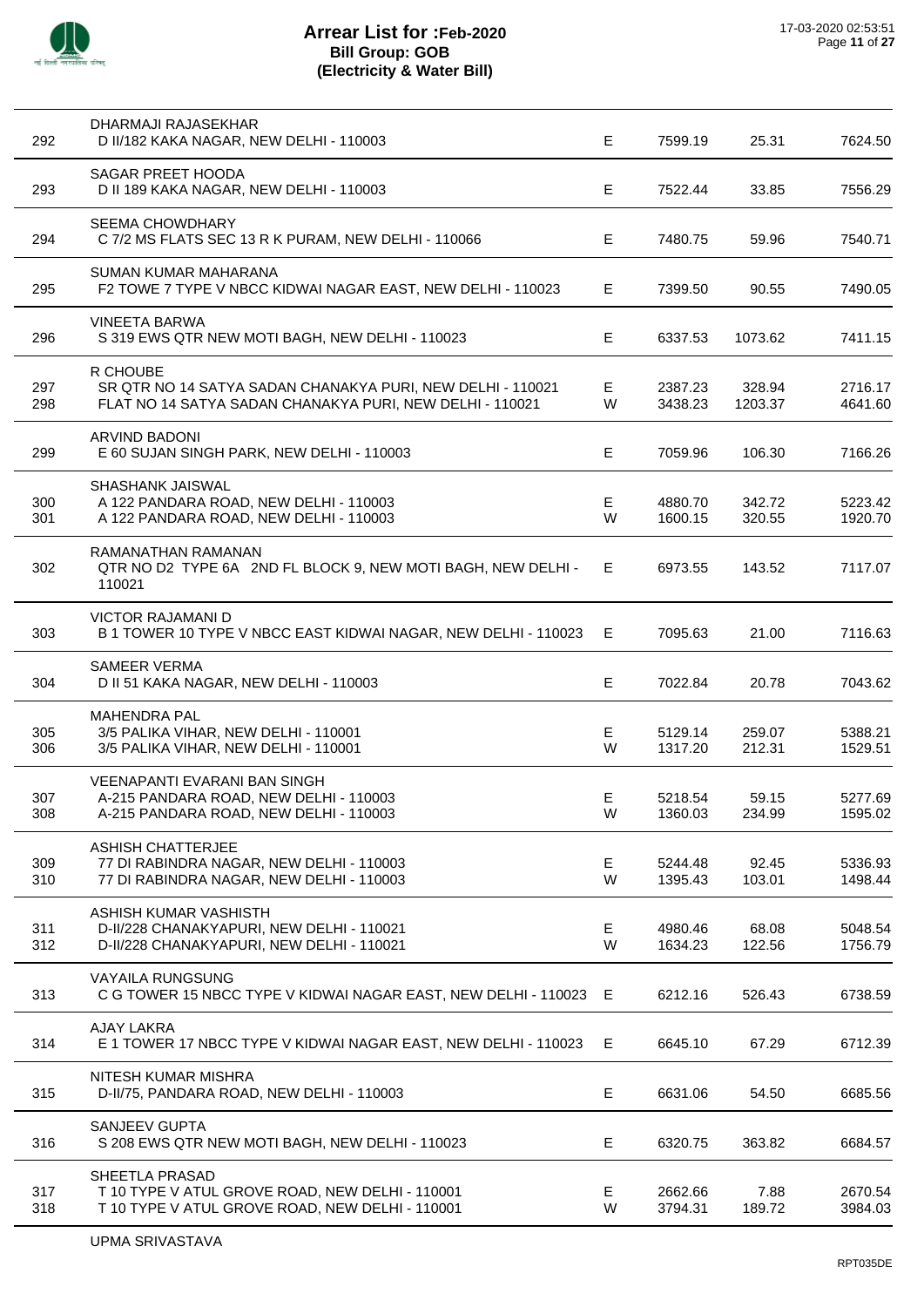# Arrear List for :Feb-2020
## Bill Group: GOB
## (Electricity & Water Bill)

17-03-2020 02:53:51

| | Name / Address | | | | |
|---|---|---|---|---|---|
| | DHARMAJI RAJASEKHAR | | | | |
| 292 | D II/182 KAKA NAGAR, NEW DELHI - 110003 | E | 7599.19 | 25.31 | 7624.50 |
| | SAGAR PREET HOODA | | | | |
| 293 | D II 189 KAKA NAGAR, NEW DELHI - 110003 | E | 7522.44 | 33.85 | 7556.29 |
| | SEEMA CHOWDHARY | | | | |
| 294 | C 7/2 MS FLATS SEC 13 R K PURAM, NEW DELHI - 110066 | E | 7480.75 | 59.96 | 7540.71 |
| | SUMAN KUMAR MAHARANA | | | | |
| 295 | F2 TOWE 7 TYPE V NBCC KIDWAI NAGAR EAST, NEW DELHI - 110023 | E | 7399.50 | 90.55 | 7490.05 |
| | VINEETA BARWA | | | | |
| 296 | S 319 EWS QTR NEW MOTI BAGH, NEW DELHI - 110023 | E | 6337.53 | 1073.62 | 7411.15 |
| | R CHOUBE | | | | |
| 297 | SR QTR NO 14 SATYA SADAN CHANAKYA PURI, NEW DELHI - 110021 | E | 2387.23 | 328.94 | 2716.17 |
| 298 | FLAT NO 14 SATYA SADAN CHANAKYA PURI, NEW DELHI - 110021 | W | 3438.23 | 1203.37 | 4641.60 |
| | ARVIND BADONI | | | | |
| 299 | E 60 SUJAN SINGH PARK, NEW DELHI - 110003 | E | 7059.96 | 106.30 | 7166.26 |
| | SHASHANK JAISWAL | | | | |
| 300 | A 122 PANDARA ROAD, NEW DELHI - 110003 | E | 4880.70 | 342.72 | 5223.42 |
| 301 | A 122 PANDARA ROAD, NEW DELHI - 110003 | W | 1600.15 | 320.55 | 1920.70 |
| | RAMANATHAN RAMANAN | | | | |
| 302 | QTR NO D2 TYPE 6A 2ND FL BLOCK 9, NEW MOTI BAGH, NEW DELHI - 110021 | E | 6973.55 | 143.52 | 7117.07 |
| | VICTOR RAJAMANI D | | | | |
| 303 | B 1 TOWER 10 TYPE V NBCC EAST KIDWAI NAGAR, NEW DELHI - 110023 | E | 7095.63 | 21.00 | 7116.63 |
| | SAMEER VERMA | | | | |
| 304 | D II 51 KAKA NAGAR, NEW DELHI - 110003 | E | 7022.84 | 20.78 | 7043.62 |
| | MAHENDRA PAL | | | | |
| 305 | 3/5 PALIKA VIHAR, NEW DELHI - 110001 | E | 5129.14 | 259.07 | 5388.21 |
| 306 | 3/5 PALIKA VIHAR, NEW DELHI - 110001 | W | 1317.20 | 212.31 | 1529.51 |
| | VEENAPANTI EVARANI BAN SINGH | | | | |
| 307 | A-215 PANDARA ROAD, NEW DELHI - 110003 | E | 5218.54 | 59.15 | 5277.69 |
| 308 | A-215 PANDARA ROAD, NEW DELHI - 110003 | W | 1360.03 | 234.99 | 1595.02 |
| | ASHISH CHATTERJEE | | | | |
| 309 | 77 DI RABINDRA NAGAR, NEW DELHI - 110003 | E | 5244.48 | 92.45 | 5336.93 |
| 310 | 77 DI RABINDRA NAGAR, NEW DELHI - 110003 | W | 1395.43 | 103.01 | 1498.44 |
| | ASHISH KUMAR VASHISTH | | | | |
| 311 | D-II/228 CHANAKYAPURI, NEW DELHI - 110021 | E | 4980.46 | 68.08 | 5048.54 |
| 312 | D-II/228 CHANAKYAPURI, NEW DELHI - 110021 | W | 1634.23 | 122.56 | 1756.79 |
| | VAYAILA RUNGSUNG | | | | |
| 313 | C G TOWER 15 NBCC TYPE V KIDWAI NAGAR EAST, NEW DELHI - 110023 | E | 6212.16 | 526.43 | 6738.59 |
| | AJAY LAKRA | | | | |
| 314 | E 1 TOWER 17 NBCC TYPE V KIDWAI NAGAR EAST, NEW DELHI - 110023 | E | 6645.10 | 67.29 | 6712.39 |
| | NITESH KUMAR MISHRA | | | | |
| 315 | D-II/75, PANDARA ROAD, NEW DELHI - 110003 | E | 6631.06 | 54.50 | 6685.56 |
| | SANJEEV GUPTA | | | | |
| 316 | S 208 EWS QTR NEW MOTI BAGH, NEW DELHI - 110023 | E | 6320.75 | 363.82 | 6684.57 |
| | SHEETLA PRASAD | | | | |
| 317 | T 10 TYPE V ATUL GROVE ROAD, NEW DELHI - 110001 | E | 2662.66 | 7.88 | 2670.54 |
| 318 | T 10 TYPE V ATUL GROVE ROAD, NEW DELHI - 110001 | W | 3794.31 | 189.72 | 3984.03 |
| | UPMA SRIVASTAVA | | | | |

RPT035DE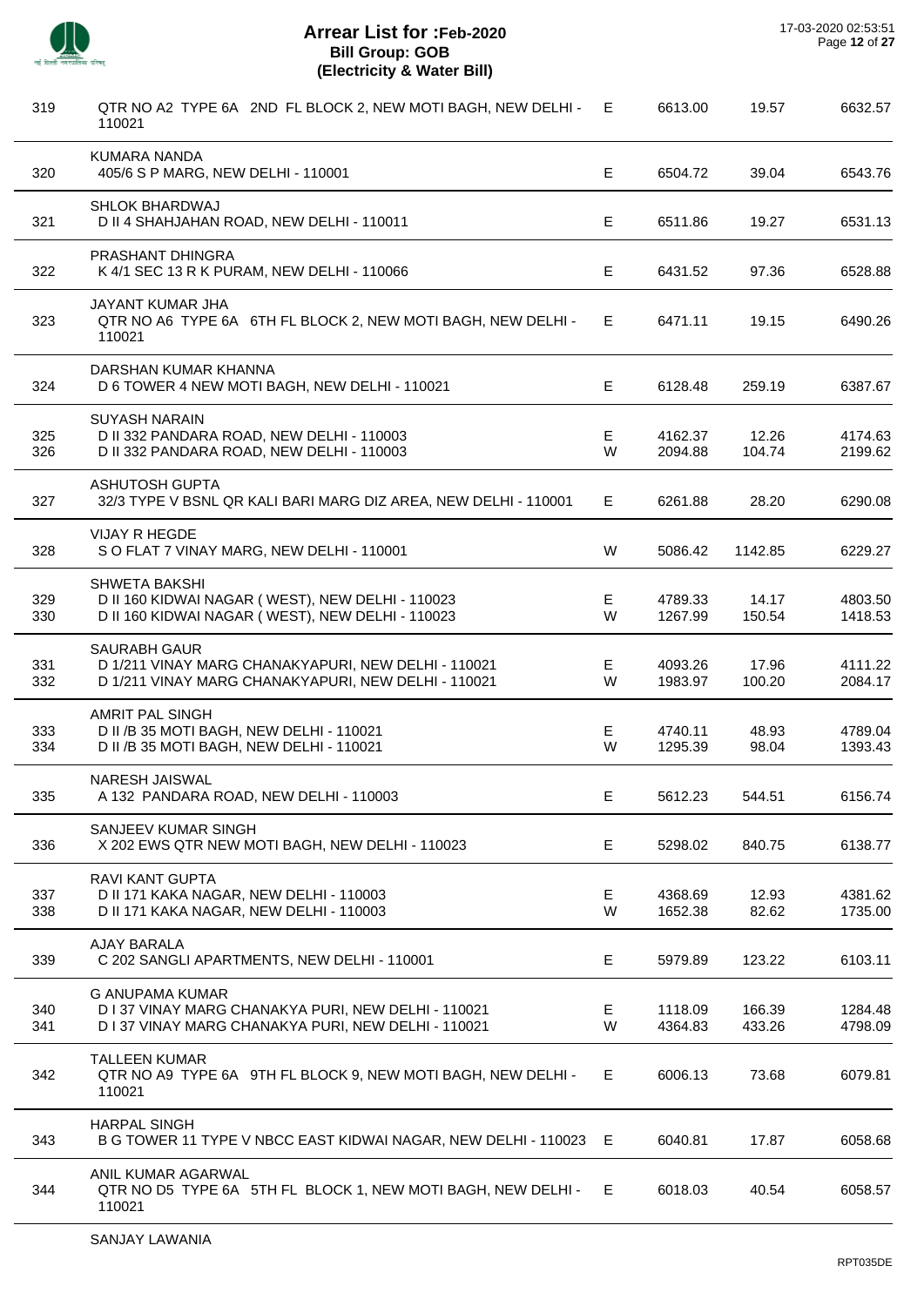# Arrear List for :Feb-2020
## Bill Group: GOB
### (Electricity & Water Bill)

| | | | | | |
|---|---|---|---|---|---|
| 319 | QTR NO A2 TYPE 6A 2ND FL BLOCK 2, NEW MOTI BAGH, NEW DELHI - 110021 | E | 6613.00 | 19.57 | 6632.57 |
| | KUMARA NANDA | | | | |
| 320 | 405/6 S P MARG, NEW DELHI - 110001 | E | 6504.72 | 39.04 | 6543.76 |
| | SHLOK BHARDWAJ | | | | |
| 321 | D II 4 SHAHJAHAN ROAD, NEW DELHI - 110011 | E | 6511.86 | 19.27 | 6531.13 |
| | PRASHANT DHINGRA | | | | |
| 322 | K 4/1 SEC 13 R K PURAM, NEW DELHI - 110066 | E | 6431.52 | 97.36 | 6528.88 |
| | JAYANT KUMAR JHA | | | | |
| 323 | QTR NO A6 TYPE 6A 6TH FL BLOCK 2, NEW MOTI BAGH, NEW DELHI - 110021 | E | 6471.11 | 19.15 | 6490.26 |
| | DARSHAN KUMAR KHANNA | | | | |
| 324 | D 6 TOWER 4 NEW MOTI BAGH, NEW DELHI - 110021 | E | 6128.48 | 259.19 | 6387.67 |
| | SUYASH NARAIN | | | | |
| 325 | D II 332 PANDARA ROAD, NEW DELHI - 110003 | E | 4162.37 | 12.26 | 4174.63 |
| 326 | D II 332 PANDARA ROAD, NEW DELHI - 110003 | W | 2094.88 | 104.74 | 2199.62 |
| | ASHUTOSH GUPTA | | | | |
| 327 | 32/3 TYPE V BSNL QR KALI BARI MARG DIZ AREA, NEW DELHI - 110001 | E | 6261.88 | 28.20 | 6290.08 |
| | VIJAY R HEGDE | | | | |
| 328 | S O FLAT 7 VINAY MARG, NEW DELHI - 110001 | W | 5086.42 | 1142.85 | 6229.27 |
| | SHWETA BAKSHI | | | | |
| 329 | D II 160 KIDWAI NAGAR ( WEST), NEW DELHI - 110023 | E | 4789.33 | 14.17 | 4803.50 |
| 330 | D II 160 KIDWAI NAGAR ( WEST), NEW DELHI - 110023 | W | 1267.99 | 150.54 | 1418.53 |
| | SAURABH GAUR | | | | |
| 331 | D 1/211 VINAY MARG CHANAKYAPURI, NEW DELHI - 110021 | E | 4093.26 | 17.96 | 4111.22 |
| 332 | D 1/211 VINAY MARG CHANAKYAPURI, NEW DELHI - 110021 | W | 1983.97 | 100.20 | 2084.17 |
| | AMRIT PAL SINGH | | | | |
| 333 | D II /B 35 MOTI BAGH, NEW DELHI - 110021 | E | 4740.11 | 48.93 | 4789.04 |
| 334 | D II /B 35 MOTI BAGH, NEW DELHI - 110021 | W | 1295.39 | 98.04 | 1393.43 |
| | NARESH JAISWAL | | | | |
| 335 | A 132 PANDARA ROAD, NEW DELHI - 110003 | E | 5612.23 | 544.51 | 6156.74 |
| | SANJEEV KUMAR SINGH | | | | |
| 336 | X 202 EWS QTR NEW MOTI BAGH, NEW DELHI - 110023 | E | 5298.02 | 840.75 | 6138.77 |
| | RAVI KANT GUPTA | | | | |
| 337 | D II 171 KAKA NAGAR, NEW DELHI - 110003 | E | 4368.69 | 12.93 | 4381.62 |
| 338 | D II 171 KAKA NAGAR, NEW DELHI - 110003 | W | 1652.38 | 82.62 | 1735.00 |
| | AJAY BARALA | | | | |
| 339 | C 202 SANGLI APARTMENTS, NEW DELHI - 110001 | E | 5979.89 | 123.22 | 6103.11 |
| | G ANUPAMA KUMAR | | | | |
| 340 | D I 37 VINAY MARG CHANAKYA PURI, NEW DELHI - 110021 | E | 1118.09 | 166.39 | 1284.48 |
| 341 | D I 37 VINAY MARG CHANAKYA PURI, NEW DELHI - 110021 | W | 4364.83 | 433.26 | 4798.09 |
| | TALLEEN KUMAR | | | | |
| 342 | QTR NO A9 TYPE 6A 9TH FL BLOCK 9, NEW MOTI BAGH, NEW DELHI - 110021 | E | 6006.13 | 73.68 | 6079.81 |
| | HARPAL SINGH | | | | |
| 343 | B G TOWER 11 TYPE V NBCC EAST KIDWAI NAGAR, NEW DELHI - 110023 | E | 6040.81 | 17.87 | 6058.68 |
| | ANIL KUMAR AGARWAL | | | | |
| 344 | QTR NO D5 TYPE 6A 5TH FL BLOCK 1, NEW MOTI BAGH, NEW DELHI - 110021 | E | 6018.03 | 40.54 | 6058.57 |
| | SANJAY LAWANIA | | | | |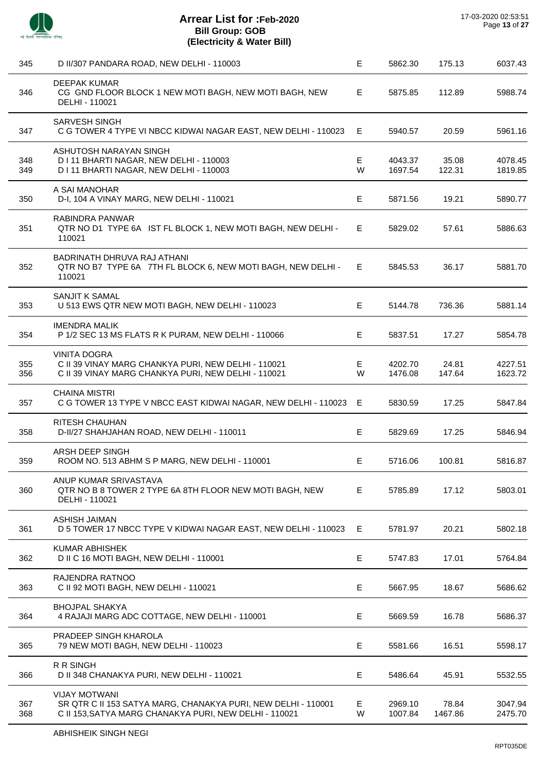# Arrear List for :Feb-2020
## Bill Group: GOB
## (Electricity & Water Bill)

17-03-2020 02:53:51

| | | | | | |
|---|---|---|---|---|---|
| 345 | D II/307 PANDARA ROAD, NEW DELHI - 110003 | E | 5862.30 | 175.13 | 6037.43 |
| 346 | DEEPAK KUMAR<br>CG GND FLOOR BLOCK 1 NEW MOTI BAGH, NEW MOTI BAGH, NEW DELHI - 110021 | E | 5875.85 | 112.89 | 5988.74 |
| 347 | SARVESH SINGH<br>C G TOWER 4 TYPE VI NBCC KIDWAI NAGAR EAST, NEW DELHI - 110023 | E | 5940.57 | 20.59 | 5961.16 |
| 348 | ASHUTOSH NARAYAN SINGH<br>D I 11 BHARTI NAGAR, NEW DELHI - 110003 | E | 4043.37 | 35.08 | 4078.45 |
| 349 | D I 11 BHARTI NAGAR, NEW DELHI - 110003 | W | 1697.54 | 122.31 | 1819.85 |
| 350 | A SAI MANOHAR<br>D-I, 104 A VINAY MARG, NEW DELHI - 110021 | E | 5871.56 | 19.21 | 5890.77 |
| 351 | RABINDRA PANWAR<br>QTR NO D1 TYPE 6A IST FL BLOCK 1, NEW MOTI BAGH, NEW DELHI - 110021 | E | 5829.02 | 57.61 | 5886.63 |
| 352 | BADRINATH DHRUVA RAJ ATHANI<br>QTR NO B7 TYPE 6A 7TH FL BLOCK 6, NEW MOTI BAGH, NEW DELHI - 110021 | E | 5845.53 | 36.17 | 5881.70 |
| 353 | SANJIT K SAMAL<br>U 513 EWS QTR NEW MOTI BAGH, NEW DELHI - 110023 | E | 5144.78 | 736.36 | 5881.14 |
| 354 | IMENDRA MALIK<br>P 1/2 SEC 13 MS FLATS R K PURAM, NEW DELHI - 110066 | E | 5837.51 | 17.27 | 5854.78 |
| 355 | VINITA DOGRA<br>C II 39 VINAY MARG CHANKYA PURI, NEW DELHI - 110021 | E | 4202.70 | 24.81 | 4227.51 |
| 356 | C II 39 VINAY MARG CHANKYA PURI, NEW DELHI - 110021 | W | 1476.08 | 147.64 | 1623.72 |
| 357 | CHAINA MISTRI<br>C G TOWER 13 TYPE V NBCC EAST KIDWAI NAGAR, NEW DELHI - 110023 | E | 5830.59 | 17.25 | 5847.84 |
| 358 | RITESH CHAUHAN<br>D-II/27 SHAHJAHAN ROAD, NEW DELHI - 110011 | E | 5829.69 | 17.25 | 5846.94 |
| 359 | ARSH DEEP SINGH<br>ROOM NO. 513 ABHM S P MARG, NEW DELHI - 110001 | E | 5716.06 | 100.81 | 5816.87 |
| 360 | ANUP KUMAR SRIVASTAVA<br>QTR NO B 8 TOWER 2 TYPE 6A 8TH FLOOR NEW MOTI BAGH, NEW DELHI - 110021 | E | 5785.89 | 17.12 | 5803.01 |
| 361 | ASHISH JAIMAN<br>D 5 TOWER 17 NBCC TYPE V KIDWAI NAGAR EAST, NEW DELHI - 110023 | E | 5781.97 | 20.21 | 5802.18 |
| 362 | KUMAR ABHISHEK<br>D II C 16 MOTI BAGH, NEW DELHI - 110001 | E | 5747.83 | 17.01 | 5764.84 |
| 363 | RAJENDRA RATNOO<br>C II 92 MOTI BAGH, NEW DELHI - 110021 | E | 5667.95 | 18.67 | 5686.62 |
| 364 | BHOJPAL SHAKYA<br>4 RAJAJI MARG ADC COTTAGE, NEW DELHI - 110001 | E | 5669.59 | 16.78 | 5686.37 |
| 365 | PRADEEP SINGH KHAROLA<br>79 NEW MOTI BAGH, NEW DELHI - 110023 | E | 5581.66 | 16.51 | 5598.17 |
| 366 | R R SINGH<br>D II 348 CHANAKYA PURI, NEW DELHI - 110021 | E | 5486.64 | 45.91 | 5532.55 |
| 367 | VIJAY MOTWANI<br>SR QTR C II 153 SATYA MARG, CHANAKYA PURI, NEW DELHI - 110001 | E | 2969.10 | 78.84 | 3047.94 |
| 368 | C II 153,SATYA MARG CHANAKYA PURI, NEW DELHI - 110021 | W | 1007.84 | 1467.86 | 2475.70 |

ABHISHEIK SINGH NEGI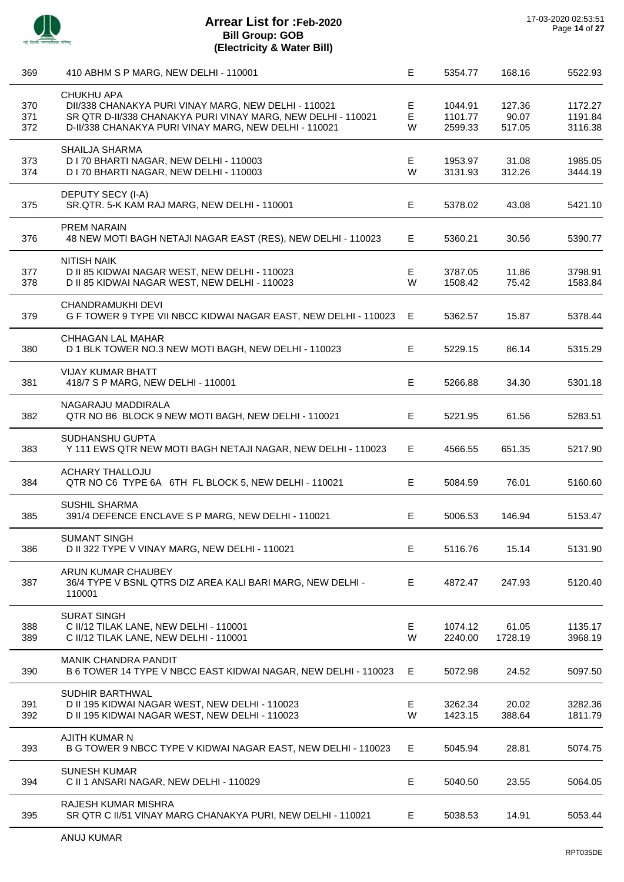# Arrear List for :Feb-2020
**Bill Group: GOB**
**(Electricity & Water Bill)**

17-03-2020 02:53:51

| No. | Name / Address | Type | Amount | Surcharge | Total |
|---|---|---|---|---|---|
| 369 | 410 ABHM S P MARG, NEW DELHI - 110001 | E | 5354.77 | 168.16 | 5522.93 |
| | CHUKHU APA | | | | |
| 370 | DII/338 CHANAKYA PURI VINAY MARG, NEW DELHI - 110021 | E | 1044.91 | 127.36 | 1172.27 |
| 371 | SR QTR D-II/338 CHANAKYA PURI VINAY MARG, NEW DELHI - 110021 | E | 1101.77 | 90.07 | 1191.84 |
| 372 | D-II/338 CHANAKYA PURI VINAY MARG, NEW DELHI - 110021 | W | 2599.33 | 517.05 | 3116.38 |
| | SHAILJA SHARMA | | | | |
| 373 | D I 70 BHARTI NAGAR, NEW DELHI - 110003 | E | 1953.97 | 31.08 | 1985.05 |
| 374 | D I 70 BHARTI NAGAR, NEW DELHI - 110003 | W | 3131.93 | 312.26 | 3444.19 |
| | DEPUTY SECY (I-A) | | | | |
| 375 | SR.QTR. 5-K KAM RAJ MARG, NEW DELHI - 110001 | E | 5378.02 | 43.08 | 5421.10 |
| | PREM NARAIN | | | | |
| 376 | 48 NEW MOTI BAGH NETAJI NAGAR EAST (RES), NEW DELHI - 110023 | E | 5360.21 | 30.56 | 5390.77 |
| | NITISH NAIK | | | | |
| 377 | D II 85 KIDWAI NAGAR WEST, NEW DELHI - 110023 | E | 3787.05 | 11.86 | 3798.91 |
| 378 | D II 85 KIDWAI NAGAR WEST, NEW DELHI - 110023 | W | 1508.42 | 75.42 | 1583.84 |
| | CHANDRAMUKHI DEVI | | | | |
| 379 | G F TOWER 9 TYPE VII NBCC KIDWAI NAGAR EAST, NEW DELHI - 110023 | E | 5362.57 | 15.87 | 5378.44 |
| | CHHAGAN LAL MAHAR | | | | |
| 380 | D 1 BLK TOWER NO.3 NEW MOTI BAGH, NEW DELHI - 110023 | E | 5229.15 | 86.14 | 5315.29 |
| | VIJAY KUMAR BHATT | | | | |
| 381 | 418/7 S P MARG, NEW DELHI - 110001 | E | 5266.88 | 34.30 | 5301.18 |
| | NAGARAJU MADDIRALA | | | | |
| 382 | QTR NO B6 BLOCK 9 NEW MOTI BAGH, NEW DELHI - 110021 | E | 5221.95 | 61.56 | 5283.51 |
| | SUDHANSHU GUPTA | | | | |
| 383 | Y 111 EWS QTR NEW MOTI BAGH NETAJI NAGAR, NEW DELHI - 110023 | E | 4566.55 | 651.35 | 5217.90 |
| | ACHARY THALLOJU | | | | |
| 384 | QTR NO C6 TYPE 6A 6TH FL BLOCK 5, NEW DELHI - 110021 | E | 5084.59 | 76.01 | 5160.60 |
| | SUSHIL SHARMA | | | | |
| 385 | 391/4 DEFENCE ENCLAVE S P MARG, NEW DELHI - 110021 | E | 5006.53 | 146.94 | 5153.47 |
| | SUMANT SINGH | | | | |
| 386 | D II 322 TYPE V VINAY MARG, NEW DELHI - 110021 | E | 5116.76 | 15.14 | 5131.90 |
| | ARUN KUMAR CHAUBEY | | | | |
| 387 | 36/4 TYPE V BSNL QTRS DIZ AREA KALI BARI MARG, NEW DELHI - 110001 | E | 4872.47 | 247.93 | 5120.40 |
| | SURAT SINGH | | | | |
| 388 | C II/12 TILAK LANE, NEW DELHI - 110001 | E | 1074.12 | 61.05 | 1135.17 |
| 389 | C II/12 TILAK LANE, NEW DELHI - 110001 | W | 2240.00 | 1728.19 | 3968.19 |
| | MANIK CHANDRA PANDIT | | | | |
| 390 | B 6 TOWER 14 TYPE V NBCC EAST KIDWAI NAGAR, NEW DELHI - 110023 | E | 5072.98 | 24.52 | 5097.50 |
| | SUDHIR BARTHWAL | | | | |
| 391 | D II 195 KIDWAI NAGAR WEST, NEW DELHI - 110023 | E | 3262.34 | 20.02 | 3282.36 |
| 392 | D II 195 KIDWAI NAGAR WEST, NEW DELHI - 110023 | W | 1423.15 | 388.64 | 1811.79 |
| | AJITH KUMAR N | | | | |
| 393 | B G TOWER 9 NBCC TYPE V KIDWAI NAGAR EAST, NEW DELHI - 110023 | E | 5045.94 | 28.81 | 5074.75 |
| | SUNESH KUMAR | | | | |
| 394 | C II 1 ANSARI NAGAR, NEW DELHI - 110029 | E | 5040.50 | 23.55 | 5064.05 |
| | RAJESH KUMAR MISHRA | | | | |
| 395 | SR QTR C II/51 VINAY MARG CHANAKYA PURI, NEW DELHI - 110021 | E | 5038.53 | 14.91 | 5053.44 |
| | ANUJ KUMAR | | | | |

RPT035DE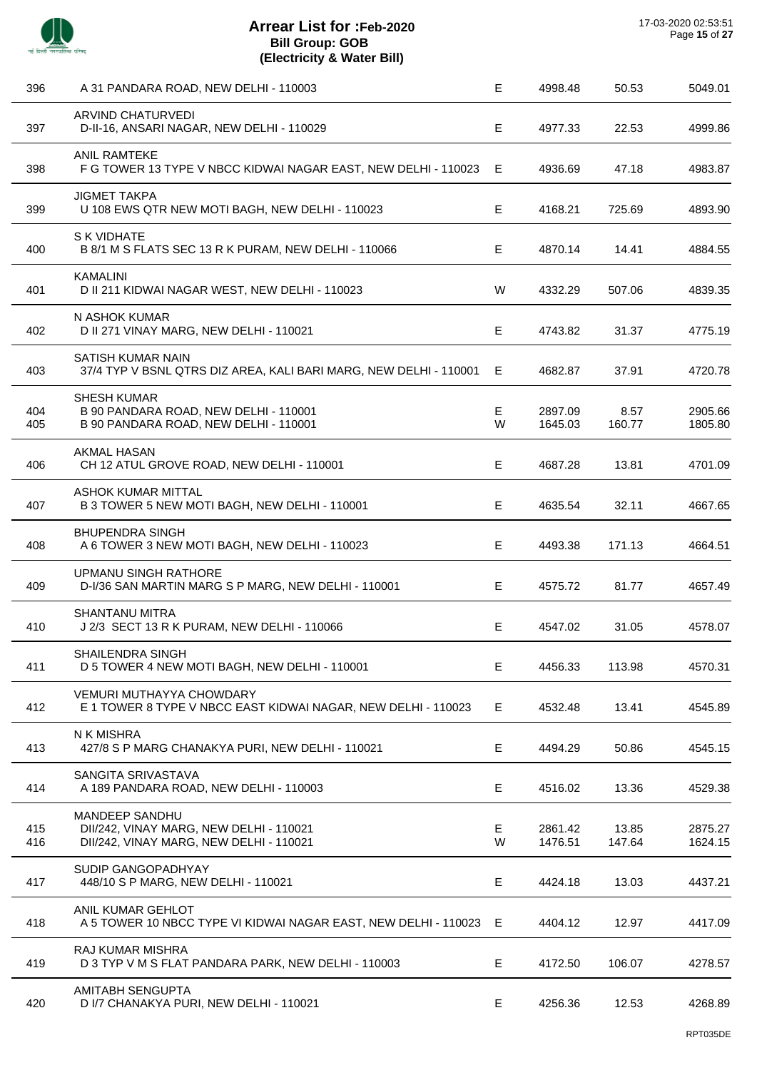# Arrear List for :Feb-2020
## Bill Group: GOB
### (Electricity & Water Bill)

17-03-2020 02:53:51

| | | | | | |
|---|---|---|---|---|---|
| 396 | A 31 PANDARA ROAD, NEW DELHI - 110003 | E | 4998.48 | 50.53 | 5049.01 |
| 397 | ARVIND CHATURVEDI<br>D-II-16, ANSARI NAGAR, NEW DELHI - 110029 | E | 4977.33 | 22.53 | 4999.86 |
| 398 | ANIL RAMTEKE<br>F G TOWER 13 TYPE V NBCC KIDWAI NAGAR EAST, NEW DELHI - 110023 | E | 4936.69 | 47.18 | 4983.87 |
| 399 | JIGMET TAKPA<br>U 108 EWS QTR NEW MOTI BAGH, NEW DELHI - 110023 | E | 4168.21 | 725.69 | 4893.90 |
| 400 | S K VIDHATE<br>B 8/1 M S FLATS SEC 13 R K PURAM, NEW DELHI - 110066 | E | 4870.14 | 14.41 | 4884.55 |
| 401 | KAMALINI<br>D II 211 KIDWAI NAGAR WEST, NEW DELHI - 110023 | W | 4332.29 | 507.06 | 4839.35 |
| 402 | N ASHOK KUMAR<br>D II 271 VINAY MARG, NEW DELHI - 110021 | E | 4743.82 | 31.37 | 4775.19 |
| 403 | SATISH KUMAR NAIN<br>37/4 TYP V BSNL QTRS DIZ AREA, KALI BARI MARG, NEW DELHI - 110001 | E | 4682.87 | 37.91 | 4720.78 |
| 404 | SHESH KUMAR<br>B 90 PANDARA ROAD, NEW DELHI - 110001 | E | 2897.09 | 8.57 | 2905.66 |
| 405 | B 90 PANDARA ROAD, NEW DELHI - 110001 | W | 1645.03 | 160.77 | 1805.80 |
| 406 | AKMAL HASAN<br>CH 12 ATUL GROVE ROAD, NEW DELHI - 110001 | E | 4687.28 | 13.81 | 4701.09 |
| 407 | ASHOK KUMAR MITTAL<br>B 3 TOWER 5 NEW MOTI BAGH, NEW DELHI - 110001 | E | 4635.54 | 32.11 | 4667.65 |
| 408 | BHUPENDRA SINGH<br>A 6 TOWER 3 NEW MOTI BAGH, NEW DELHI - 110023 | E | 4493.38 | 171.13 | 4664.51 |
| 409 | UPMANU SINGH RATHORE<br>D-I/36 SAN MARTIN MARG S P MARG, NEW DELHI - 110001 | E | 4575.72 | 81.77 | 4657.49 |
| 410 | SHANTANU MITRA<br>J 2/3 SECT 13 R K PURAM, NEW DELHI - 110066 | E | 4547.02 | 31.05 | 4578.07 |
| 411 | SHAILENDRA SINGH<br>D 5 TOWER 4 NEW MOTI BAGH, NEW DELHI - 110001 | E | 4456.33 | 113.98 | 4570.31 |
| 412 | VEMURI MUTHAYYA CHOWDARY<br>E 1 TOWER 8 TYPE V NBCC EAST KIDWAI NAGAR, NEW DELHI - 110023 | E | 4532.48 | 13.41 | 4545.89 |
| 413 | N K MISHRA<br>427/8 S P MARG CHANAKYA PURI, NEW DELHI - 110021 | E | 4494.29 | 50.86 | 4545.15 |
| 414 | SANGITA SRIVASTAVA<br>A 189 PANDARA ROAD, NEW DELHI - 110003 | E | 4516.02 | 13.36 | 4529.38 |
| 415 | MANDEEP SANDHU<br>DII/242, VINAY MARG, NEW DELHI - 110021 | E | 2861.42 | 13.85 | 2875.27 |
| 416 | DII/242, VINAY MARG, NEW DELHI - 110021 | W | 1476.51 | 147.64 | 1624.15 |
| 417 | SUDIP GANGOPADHYAY<br>448/10 S P MARG, NEW DELHI - 110021 | E | 4424.18 | 13.03 | 4437.21 |
| 418 | ANIL KUMAR GEHLOT<br>A 5 TOWER 10 NBCC TYPE VI KIDWAI NAGAR EAST, NEW DELHI - 110023 | E | 4404.12 | 12.97 | 4417.09 |
| 419 | RAJ KUMAR MISHRA<br>D 3 TYP V M S FLAT PANDARA PARK, NEW DELHI - 110003 | E | 4172.50 | 106.07 | 4278.57 |
| 420 | AMITABH SENGUPTA<br>D I/7 CHANAKYA PURI, NEW DELHI - 110021 | E | 4256.36 | 12.53 | 4268.89 |

RPT035DE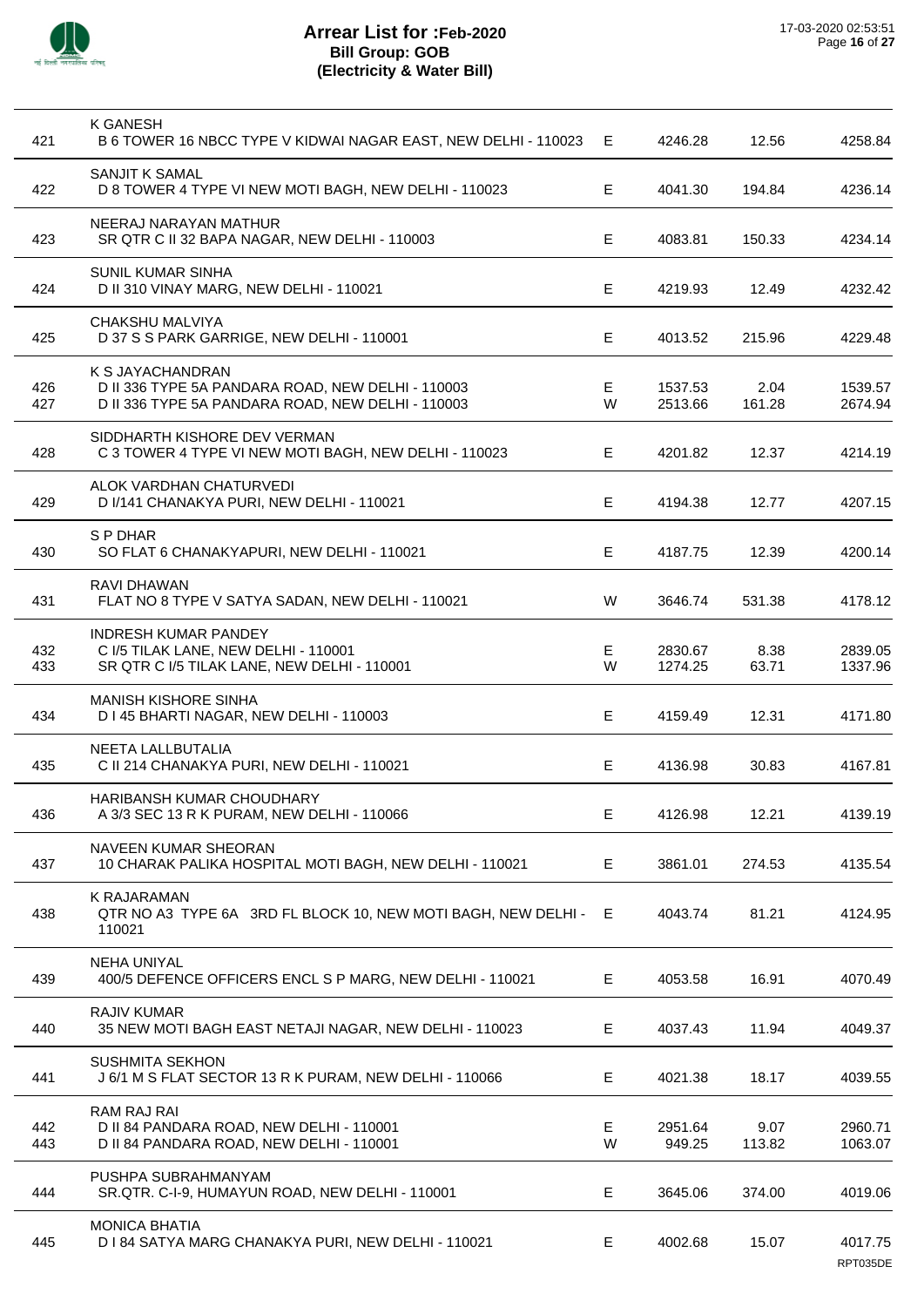# Arrear List for :Feb-2020
## Bill Group: GOB
## (Electricity & Water Bill)

17-03-2020 02:53:51

| No. | Name / Address | Type | Amount | Surcharge | Total |
|---|---|---|---|---|---|
| 421 | K GANESH<br>B 6 TOWER 16 NBCC TYPE V KIDWAI NAGAR EAST, NEW DELHI - 110023 | E | 4246.28 | 12.56 | 4258.84 |
| 422 | SANJIT K SAMAL<br>D 8 TOWER 4 TYPE VI NEW MOTI BAGH, NEW DELHI - 110023 | E | 4041.30 | 194.84 | 4236.14 |
| 423 | NEERAJ NARAYAN MATHUR<br>SR QTR C II 32 BAPA NAGAR, NEW DELHI - 110003 | E | 4083.81 | 150.33 | 4234.14 |
| 424 | SUNIL KUMAR SINHA<br>D II 310 VINAY MARG, NEW DELHI - 110021 | E | 4219.93 | 12.49 | 4232.42 |
| 425 | CHAKSHU MALVIYA<br>D 37 S S PARK GARRIGE, NEW DELHI - 110001 | E | 4013.52 | 215.96 | 4229.48 |
| 426 | K S JAYACHANDRAN<br>D II 336 TYPE 5A PANDARA ROAD, NEW DELHI - 110003 | E | 1537.53 | 2.04 | 1539.57 |
| 427 | D II 336 TYPE 5A PANDARA ROAD, NEW DELHI - 110003 | W | 2513.66 | 161.28 | 2674.94 |
| 428 | SIDDHARTH KISHORE DEV VERMAN<br>C 3 TOWER 4 TYPE VI NEW MOTI BAGH, NEW DELHI - 110023 | E | 4201.82 | 12.37 | 4214.19 |
| 429 | ALOK VARDHAN CHATURVEDI<br>D I/141 CHANAKYA PURI, NEW DELHI - 110021 | E | 4194.38 | 12.77 | 4207.15 |
| 430 | S P DHAR<br>SO FLAT 6 CHANAKYAPURI, NEW DELHI - 110021 | E | 4187.75 | 12.39 | 4200.14 |
| 431 | RAVI DHAWAN<br>FLAT NO 8 TYPE V SATYA SADAN, NEW DELHI - 110021 | W | 3646.74 | 531.38 | 4178.12 |
| 432 | INDRESH KUMAR PANDEY<br>C I/5 TILAK LANE, NEW DELHI - 110001 | E | 2830.67 | 8.38 | 2839.05 |
| 433 | SR QTR C I/5 TILAK LANE, NEW DELHI - 110001 | W | 1274.25 | 63.71 | 1337.96 |
| 434 | MANISH KISHORE SINHA<br>D I 45 BHARTI NAGAR, NEW DELHI - 110003 | E | 4159.49 | 12.31 | 4171.80 |
| 435 | NEETA LALLBUTALIA<br>C II 214 CHANAKYA PURI, NEW DELHI - 110021 | E | 4136.98 | 30.83 | 4167.81 |
| 436 | HARIBANSH KUMAR CHOUDHARY<br>A 3/3 SEC 13 R K PURAM, NEW DELHI - 110066 | E | 4126.98 | 12.21 | 4139.19 |
| 437 | NAVEEN KUMAR SHEORAN<br>10 CHARAK PALIKA HOSPITAL MOTI BAGH, NEW DELHI - 110021 | E | 3861.01 | 274.53 | 4135.54 |
| 438 | K RAJARAMAN<br>QTR NO A3 TYPE 6A 3RD FL BLOCK 10, NEW MOTI BAGH, NEW DELHI - 110021 | E | 4043.74 | 81.21 | 4124.95 |
| 439 | NEHA UNIYAL<br>400/5 DEFENCE OFFICERS ENCL S P MARG, NEW DELHI - 110021 | E | 4053.58 | 16.91 | 4070.49 |
| 440 | RAJIV KUMAR<br>35 NEW MOTI BAGH EAST NETAJI NAGAR, NEW DELHI - 110023 | E | 4037.43 | 11.94 | 4049.37 |
| 441 | SUSHMITA SEKHON<br>J 6/1 M S FLAT SECTOR 13 R K PURAM, NEW DELHI - 110066 | E | 4021.38 | 18.17 | 4039.55 |
| 442 | RAM RAJ RAI<br>D II 84 PANDARA ROAD, NEW DELHI - 110001 | E | 2951.64 | 9.07 | 2960.71 |
| 443 | D II 84 PANDARA ROAD, NEW DELHI - 110001 | W | 949.25 | 113.82 | 1063.07 |
| 444 | PUSHPA SUBRAHMANYAM<br>SR.QTR. C-I-9, HUMAYUN ROAD, NEW DELHI - 110001 | E | 3645.06 | 374.00 | 4019.06 |
| 445 | MONICA BHATIA<br>D I 84 SATYA MARG CHANAKYA PURI, NEW DELHI - 110021 | E | 4002.68 | 15.07 | 4017.75 |

RPT035DE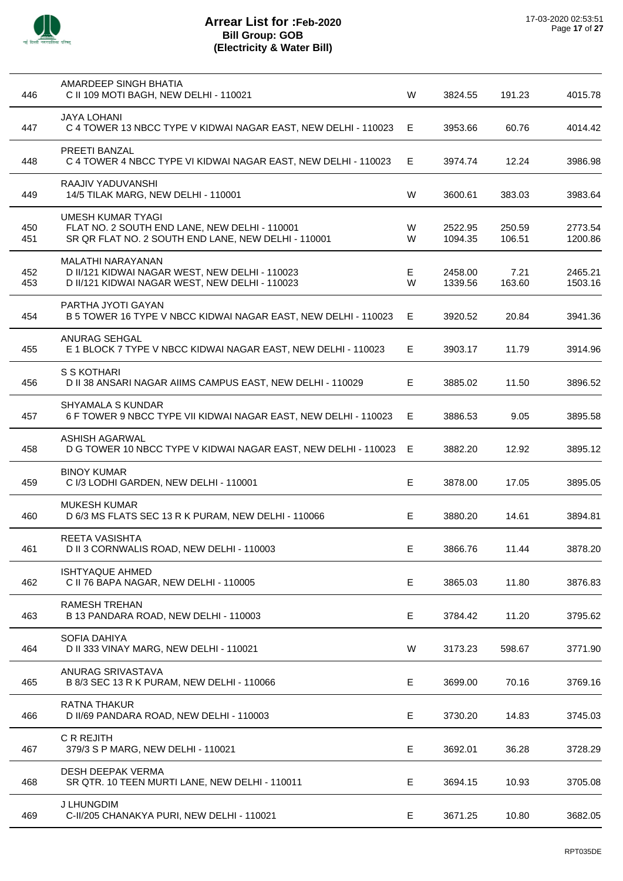# Arrear List for :Feb-2020
## Bill Group: GOB
## (Electricity & Water Bill)

17-03-2020 02:53:51

| | | | | | |
|---|---|---|---|---|---|
| 446 | AMARDEEP SINGH BHATIA<br>C II 109 MOTI BAGH, NEW DELHI - 110021 | W | 3824.55 | 191.23 | 4015.78 |
| 447 | JAYA LOHANI<br>C 4 TOWER 13 NBCC TYPE V KIDWAI NAGAR EAST, NEW DELHI - 110023 | E | 3953.66 | 60.76 | 4014.42 |
| 448 | PREETI BANZAL<br>C 4 TOWER 4 NBCC TYPE VI KIDWAI NAGAR EAST, NEW DELHI - 110023 | E | 3974.74 | 12.24 | 3986.98 |
| 449 | RAAJIV YADUVANSHI<br>14/5 TILAK MARG, NEW DELHI - 110001 | W | 3600.61 | 383.03 | 3983.64 |
| 450 | UMESH KUMAR TYAGI<br>FLAT NO. 2 SOUTH END LANE, NEW DELHI - 110001 | W | 2522.95 | 250.59 | 2773.54 |
| 451 | SR QR FLAT NO. 2 SOUTH END LANE, NEW DELHI - 110001 | W | 1094.35 | 106.51 | 1200.86 |
| 452 | MALATHI NARAYANAN<br>D II/121 KIDWAI NAGAR WEST, NEW DELHI - 110023 | E | 2458.00 | 7.21 | 2465.21 |
| 453 | D II/121 KIDWAI NAGAR WEST, NEW DELHI - 110023 | W | 1339.56 | 163.60 | 1503.16 |
| 454 | PARTHA JYOTI GAYAN<br>B 5 TOWER 16 TYPE V NBCC KIDWAI NAGAR EAST, NEW DELHI - 110023 | E | 3920.52 | 20.84 | 3941.36 |
| 455 | ANURAG SEHGAL<br>E 1 BLOCK 7 TYPE V NBCC KIDWAI NAGAR EAST, NEW DELHI - 110023 | E | 3903.17 | 11.79 | 3914.96 |
| 456 | S S KOTHARI<br>D II 38 ANSARI NAGAR AIIMS CAMPUS EAST, NEW DELHI - 110029 | E | 3885.02 | 11.50 | 3896.52 |
| 457 | SHYAMALA S KUNDAR<br>6 F TOWER 9 NBCC TYPE VII KIDWAI NAGAR EAST, NEW DELHI - 110023 | E | 3886.53 | 9.05 | 3895.58 |
| 458 | ASHISH AGARWAL<br>D G TOWER 10 NBCC TYPE V KIDWAI NAGAR EAST, NEW DELHI - 110023 | E | 3882.20 | 12.92 | 3895.12 |
| 459 | BINOY KUMAR<br>C I/3 LODHI GARDEN, NEW DELHI - 110001 | E | 3878.00 | 17.05 | 3895.05 |
| 460 | MUKESH KUMAR<br>D 6/3 MS FLATS SEC 13 R K PURAM, NEW DELHI - 110066 | E | 3880.20 | 14.61 | 3894.81 |
| 461 | REETA VASISHTA<br>D II 3 CORNWALIS ROAD, NEW DELHI - 110003 | E | 3866.76 | 11.44 | 3878.20 |
| 462 | ISHTYAQUE AHMED<br>C II 76 BAPA NAGAR, NEW DELHI - 110005 | E | 3865.03 | 11.80 | 3876.83 |
| 463 | RAMESH TREHAN<br>B 13 PANDARA ROAD, NEW DELHI - 110003 | E | 3784.42 | 11.20 | 3795.62 |
| 464 | SOFIA DAHIYA<br>D II 333 VINAY MARG, NEW DELHI - 110021 | W | 3173.23 | 598.67 | 3771.90 |
| 465 | ANURAG SRIVASTAVA<br>B 8/3 SEC 13 R K PURAM, NEW DELHI - 110066 | E | 3699.00 | 70.16 | 3769.16 |
| 466 | RATNA THAKUR<br>D II/69 PANDARA ROAD, NEW DELHI - 110003 | E | 3730.20 | 14.83 | 3745.03 |
| 467 | C R REJITH<br>379/3 S P MARG, NEW DELHI - 110021 | E | 3692.01 | 36.28 | 3728.29 |
| 468 | DESH DEEPAK VERMA<br>SR QTR. 10 TEEN MURTI LANE, NEW DELHI - 110011 | E | 3694.15 | 10.93 | 3705.08 |
| 469 | J LHUNGDIM<br>C-II/205 CHANAKYA PURI, NEW DELHI - 110021 | E | 3671.25 | 10.80 | 3682.05 |

RPT035DE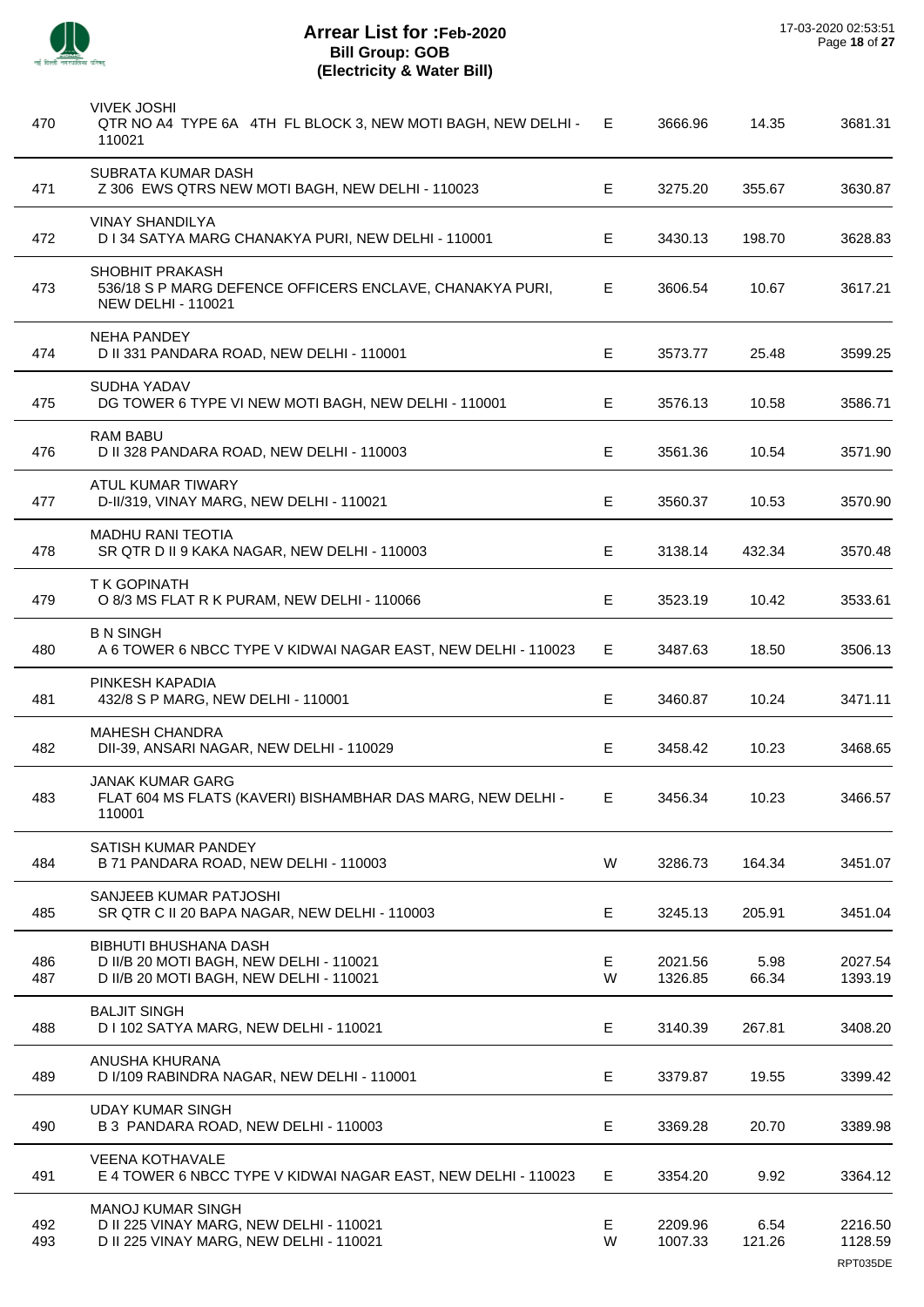# Arrear List for :Feb-2020
## Bill Group: GOB
### (Electricity & Water Bill)

| S.No. | Name / Address | Type | Amount | Surcharge | Total |
|---|---|---|---|---|---|
| 470 | VIVEK JOSHI<br>QTR NO A4 TYPE 6A 4TH FL BLOCK 3, NEW MOTI BAGH, NEW DELHI - 110021 | E | 3666.96 | 14.35 | 3681.31 |
| 471 | SUBRATA KUMAR DASH<br>Z 306 EWS QTRS NEW MOTI BAGH, NEW DELHI - 110023 | E | 3275.20 | 355.67 | 3630.87 |
| 472 | VINAY SHANDILYA<br>D I 34 SATYA MARG CHANAKYA PURI, NEW DELHI - 110001 | E | 3430.13 | 198.70 | 3628.83 |
| 473 | SHOBHIT PRAKASH<br>536/18 S P MARG DEFENCE OFFICERS ENCLAVE, CHANAKYA PURI, NEW DELHI - 110021 | E | 3606.54 | 10.67 | 3617.21 |
| 474 | NEHA PANDEY<br>D II 331 PANDARA ROAD, NEW DELHI - 110001 | E | 3573.77 | 25.48 | 3599.25 |
| 475 | SUDHA YADAV<br>DG TOWER 6 TYPE VI NEW MOTI BAGH, NEW DELHI - 110001 | E | 3576.13 | 10.58 | 3586.71 |
| 476 | RAM BABU<br>D II 328 PANDARA ROAD, NEW DELHI - 110003 | E | 3561.36 | 10.54 | 3571.90 |
| 477 | ATUL KUMAR TIWARY<br>D-II/319, VINAY MARG, NEW DELHI - 110021 | E | 3560.37 | 10.53 | 3570.90 |
| 478 | MADHU RANI TEOTIA<br>SR QTR D II 9 KAKA NAGAR, NEW DELHI - 110003 | E | 3138.14 | 432.34 | 3570.48 |
| 479 | T K GOPINATH<br>O 8/3 MS FLAT R K PURAM, NEW DELHI - 110066 | E | 3523.19 | 10.42 | 3533.61 |
| 480 | B N SINGH<br>A 6 TOWER 6 NBCC TYPE V KIDWAI NAGAR EAST, NEW DELHI - 110023 | E | 3487.63 | 18.50 | 3506.13 |
| 481 | PINKESH KAPADIA<br>432/8 S P MARG, NEW DELHI - 110001 | E | 3460.87 | 10.24 | 3471.11 |
| 482 | MAHESH CHANDRA<br>DII-39, ANSARI NAGAR, NEW DELHI - 110029 | E | 3458.42 | 10.23 | 3468.65 |
| 483 | JANAK KUMAR GARG<br>FLAT 604 MS FLATS (KAVERI) BISHAMBHAR DAS MARG, NEW DELHI - 110001 | E | 3456.34 | 10.23 | 3466.57 |
| 484 | SATISH KUMAR PANDEY<br>B 71 PANDARA ROAD, NEW DELHI - 110003 | W | 3286.73 | 164.34 | 3451.07 |
| 485 | SANJEEB KUMAR PATJOSHI<br>SR QTR C II 20 BAPA NAGAR, NEW DELHI - 110003 | E | 3245.13 | 205.91 | 3451.04 |
| 486 | BIBHUTI BHUSHANA DASH<br>D II/B 20 MOTI BAGH, NEW DELHI - 110021 | E | 2021.56 | 5.98 | 2027.54 |
| 487 | D II/B 20 MOTI BAGH, NEW DELHI - 110021 | W | 1326.85 | 66.34 | 1393.19 |
| 488 | BALJIT SINGH<br>D I 102 SATYA MARG, NEW DELHI - 110021 | E | 3140.39 | 267.81 | 3408.20 |
| 489 | ANUSHA KHURANA<br>D I/109 RABINDRA NAGAR, NEW DELHI - 110001 | E | 3379.87 | 19.55 | 3399.42 |
| 490 | UDAY KUMAR SINGH<br>B 3 PANDARA ROAD, NEW DELHI - 110003 | E | 3369.28 | 20.70 | 3389.98 |
| 491 | VEENA KOTHAVALE<br>E 4 TOWER 6 NBCC TYPE V KIDWAI NAGAR EAST, NEW DELHI - 110023 | E | 3354.20 | 9.92 | 3364.12 |
| 492 | MANOJ KUMAR SINGH<br>D II 225 VINAY MARG, NEW DELHI - 110021 | E | 2209.96 | 6.54 | 2216.50 |
| 493 | D II 225 VINAY MARG, NEW DELHI - 110021 | W | 1007.33 | 121.26 | 1128.59 |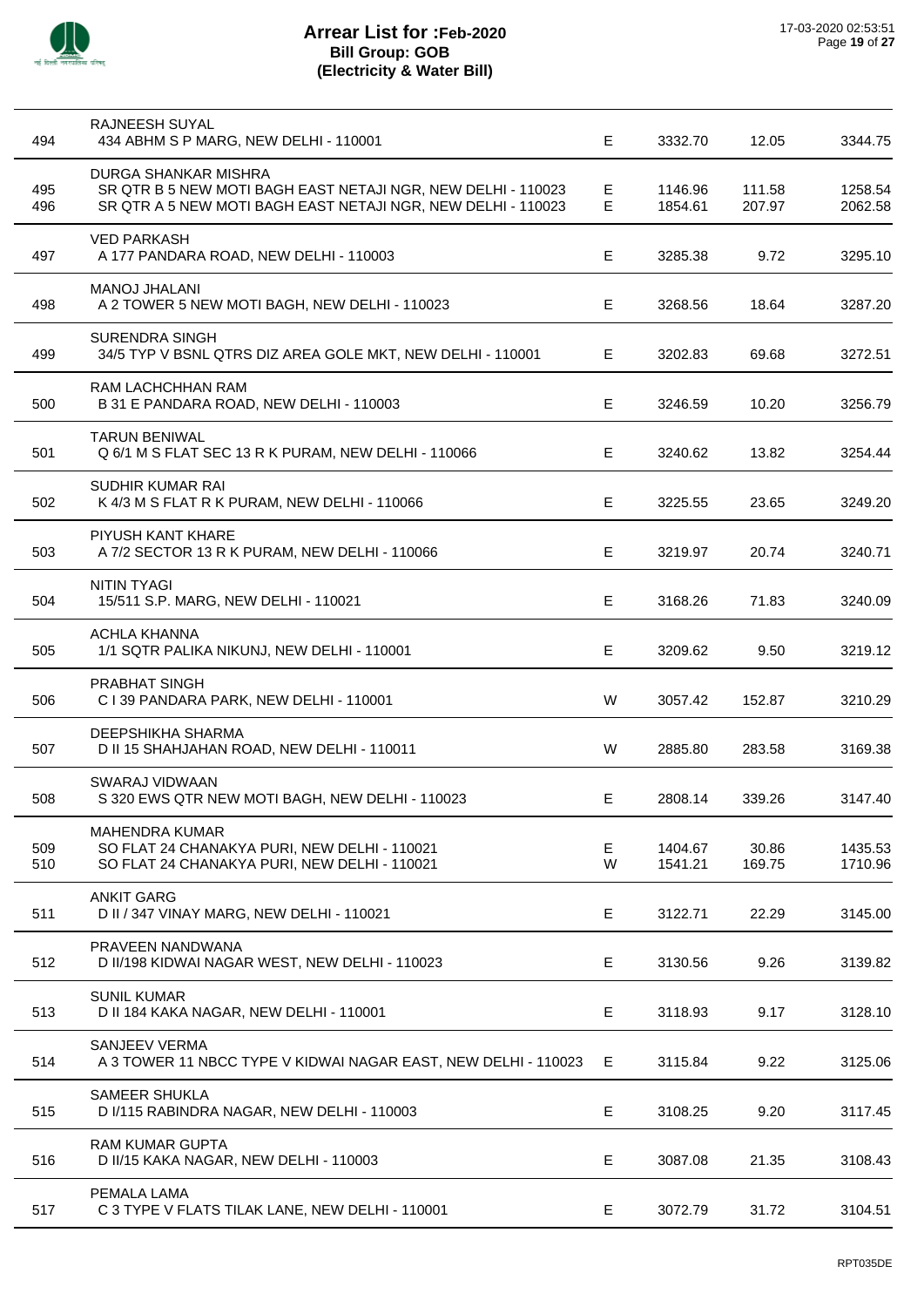# Arrear List for :Feb-2020
## Bill Group: GOB
## (Electricity & Water Bill)

17-03-2020 02:53:51

| No. | Name / Address | Type | Amount | Surcharge | Total |
|---|---|---|---|---|---|
| 494 | RAJNEESH SUYAL<br>434 ABHM S P MARG, NEW DELHI - 110001 | E | 3332.70 | 12.05 | 3344.75 |
| 495 | DURGA SHANKAR MISHRA<br>SR QTR B 5 NEW MOTI BAGH EAST NETAJI NGR, NEW DELHI - 110023 | E | 1146.96 | 111.58 | 1258.54 |
| 496 | SR QTR A 5 NEW MOTI BAGH EAST NETAJI NGR, NEW DELHI - 110023 | E | 1854.61 | 207.97 | 2062.58 |
| 497 | VED PARKASH<br>A 177 PANDARA ROAD, NEW DELHI - 110003 | E | 3285.38 | 9.72 | 3295.10 |
| 498 | MANOJ JHALANI<br>A 2 TOWER 5 NEW MOTI BAGH, NEW DELHI - 110023 | E | 3268.56 | 18.64 | 3287.20 |
| 499 | SURENDRA SINGH<br>34/5 TYP V BSNL QTRS DIZ AREA GOLE MKT, NEW DELHI - 110001 | E | 3202.83 | 69.68 | 3272.51 |
| 500 | RAM LACHCHHAN RAM<br>B 31 E PANDARA ROAD, NEW DELHI - 110003 | E | 3246.59 | 10.20 | 3256.79 |
| 501 | TARUN BENIWAL<br>Q 6/1 M S FLAT SEC 13 R K PURAM, NEW DELHI - 110066 | E | 3240.62 | 13.82 | 3254.44 |
| 502 | SUDHIR KUMAR RAI<br>K 4/3 M S FLAT R K PURAM, NEW DELHI - 110066 | E | 3225.55 | 23.65 | 3249.20 |
| 503 | PIYUSH KANT KHARE<br>A 7/2 SECTOR 13 R K PURAM, NEW DELHI - 110066 | E | 3219.97 | 20.74 | 3240.71 |
| 504 | NITIN TYAGI<br>15/511 S.P. MARG, NEW DELHI - 110021 | E | 3168.26 | 71.83 | 3240.09 |
| 505 | ACHLA KHANNA<br>1/1 SQTR PALIKA NIKUNJ, NEW DELHI - 110001 | E | 3209.62 | 9.50 | 3219.12 |
| 506 | PRABHAT SINGH<br>C I 39 PANDARA PARK, NEW DELHI - 110001 | W | 3057.42 | 152.87 | 3210.29 |
| 507 | DEEPSHIKHA SHARMA<br>D II 15 SHAHJAHAN ROAD, NEW DELHI - 110011 | W | 2885.80 | 283.58 | 3169.38 |
| 508 | SWARAJ VIDWAAN<br>S 320 EWS QTR NEW MOTI BAGH, NEW DELHI - 110023 | E | 2808.14 | 339.26 | 3147.40 |
| 509 | MAHENDRA KUMAR<br>SO FLAT 24 CHANAKYA PURI, NEW DELHI - 110021 | E | 1404.67 | 30.86 | 1435.53 |
| 510 | SO FLAT 24 CHANAKYA PURI, NEW DELHI - 110021 | W | 1541.21 | 169.75 | 1710.96 |
| 511 | ANKIT GARG<br>D II / 347 VINAY MARG, NEW DELHI - 110021 | E | 3122.71 | 22.29 | 3145.00 |
| 512 | PRAVEEN NANDWANA<br>D II/198 KIDWAI NAGAR WEST, NEW DELHI - 110023 | E | 3130.56 | 9.26 | 3139.82 |
| 513 | SUNIL KUMAR<br>D II 184 KAKA NAGAR, NEW DELHI - 110001 | E | 3118.93 | 9.17 | 3128.10 |
| 514 | SANJEEV VERMA<br>A 3 TOWER 11 NBCC TYPE V KIDWAI NAGAR EAST, NEW DELHI - 110023 | E | 3115.84 | 9.22 | 3125.06 |
| 515 | SAMEER SHUKLA<br>D I/115 RABINDRA NAGAR, NEW DELHI - 110003 | E | 3108.25 | 9.20 | 3117.45 |
| 516 | RAM KUMAR GUPTA<br>D II/15 KAKA NAGAR, NEW DELHI - 110003 | E | 3087.08 | 21.35 | 3108.43 |
| 517 | PEMALA LAMA<br>C 3 TYPE V FLATS TILAK LANE, NEW DELHI - 110001 | E | 3072.79 | 31.72 | 3104.51 |

RPT035DE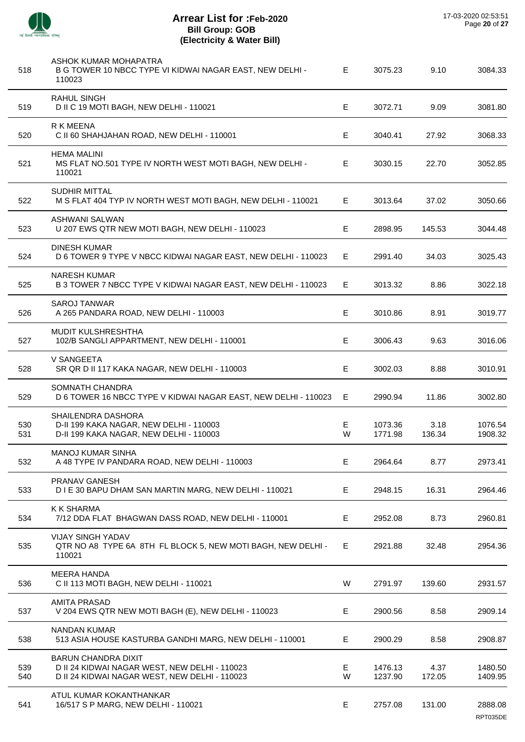# Arrear List for :Feb-2020
## Bill Group: GOB
## (Electricity & Water Bill)

17-03-2020 02:53:51

| S.No. | Name / Address | Type | Amount | Surcharge | Total |
|---|---|---|---|---|---|
| 518 | ASHOK KUMAR MOHAPATRA<br>B G TOWER 10 NBCC TYPE VI KIDWAI NAGAR EAST, NEW DELHI - 110023 | E | 3075.23 | 9.10 | 3084.33 |
| 519 | RAHUL SINGH<br>D II C 19 MOTI BAGH, NEW DELHI - 110021 | E | 3072.71 | 9.09 | 3081.80 |
| 520 | R K MEENA<br>C II 60 SHAHJAHAN ROAD, NEW DELHI - 110001 | E | 3040.41 | 27.92 | 3068.33 |
| 521 | HEMA MALINI<br>MS FLAT NO.501 TYPE IV NORTH WEST MOTI BAGH, NEW DELHI - 110021 | E | 3030.15 | 22.70 | 3052.85 |
| 522 | SUDHIR MITTAL<br>M S FLAT 404 TYP IV NORTH WEST MOTI BAGH, NEW DELHI - 110021 | E | 3013.64 | 37.02 | 3050.66 |
| 523 | ASHWANI SALWAN<br>U 207 EWS QTR NEW MOTI BAGH, NEW DELHI - 110023 | E | 2898.95 | 145.53 | 3044.48 |
| 524 | DINESH KUMAR<br>D 6 TOWER 9 TYPE V NBCC KIDWAI NAGAR EAST, NEW DELHI - 110023 | E | 2991.40 | 34.03 | 3025.43 |
| 525 | NARESH KUMAR<br>B 3 TOWER 7 NBCC TYPE V KIDWAI NAGAR EAST, NEW DELHI - 110023 | E | 3013.32 | 8.86 | 3022.18 |
| 526 | SAROJ TANWAR<br>A 265 PANDARA ROAD, NEW DELHI - 110003 | E | 3010.86 | 8.91 | 3019.77 |
| 527 | MUDIT KULSHRESHTHA<br>102/B SANGLI APPARTMENT, NEW DELHI - 110001 | E | 3006.43 | 9.63 | 3016.06 |
| 528 | V SANGEETA<br>SR QR D II 117 KAKA NAGAR, NEW DELHI - 110003 | E | 3002.03 | 8.88 | 3010.91 |
| 529 | SOMNATH CHANDRA<br>D 6 TOWER 16 NBCC TYPE V KIDWAI NAGAR EAST, NEW DELHI - 110023 | E | 2990.94 | 11.86 | 3002.80 |
| 530 | SHAILENDRA DASHORA<br>D-II 199 KAKA NAGAR, NEW DELHI - 110003 | E | 1073.36 | 3.18 | 1076.54 |
| 531 | D-II 199 KAKA NAGAR, NEW DELHI - 110003 | W | 1771.98 | 136.34 | 1908.32 |
| 532 | MANOJ KUMAR SINHA<br>A 48 TYPE IV PANDARA ROAD, NEW DELHI - 110003 | E | 2964.64 | 8.77 | 2973.41 |
| 533 | PRANAV GANESH<br>D I E 30 BAPU DHAM SAN MARTIN MARG, NEW DELHI - 110021 | E | 2948.15 | 16.31 | 2964.46 |
| 534 | K K SHARMA<br>7/12 DDA FLAT BHAGWAN DASS ROAD, NEW DELHI - 110001 | E | 2952.08 | 8.73 | 2960.81 |
| 535 | VIJAY SINGH YADAV<br>QTR NO A8 TYPE 6A 8TH FL BLOCK 5, NEW MOTI BAGH, NEW DELHI - 110021 | E | 2921.88 | 32.48 | 2954.36 |
| 536 | MEERA HANDA<br>C II 113 MOTI BAGH, NEW DELHI - 110021 | W | 2791.97 | 139.60 | 2931.57 |
| 537 | AMITA PRASAD<br>V 204 EWS QTR NEW MOTI BAGH (E), NEW DELHI - 110023 | E | 2900.56 | 8.58 | 2909.14 |
| 538 | NANDAN KUMAR<br>513 ASIA HOUSE KASTURBA GANDHI MARG, NEW DELHI - 110001 | E | 2900.29 | 8.58 | 2908.87 |
| 539 | BARUN CHANDRA DIXIT<br>D II 24 KIDWAI NAGAR WEST, NEW DELHI - 110023 | E | 1476.13 | 4.37 | 1480.50 |
| 540 | D II 24 KIDWAI NAGAR WEST, NEW DELHI - 110023 | W | 1237.90 | 172.05 | 1409.95 |
| 541 | ATUL KUMAR KOKANTHANKAR<br>16/517 S P MARG, NEW DELHI - 110021 | E | 2757.08 | 131.00 | 2888.08 |

RPT035DE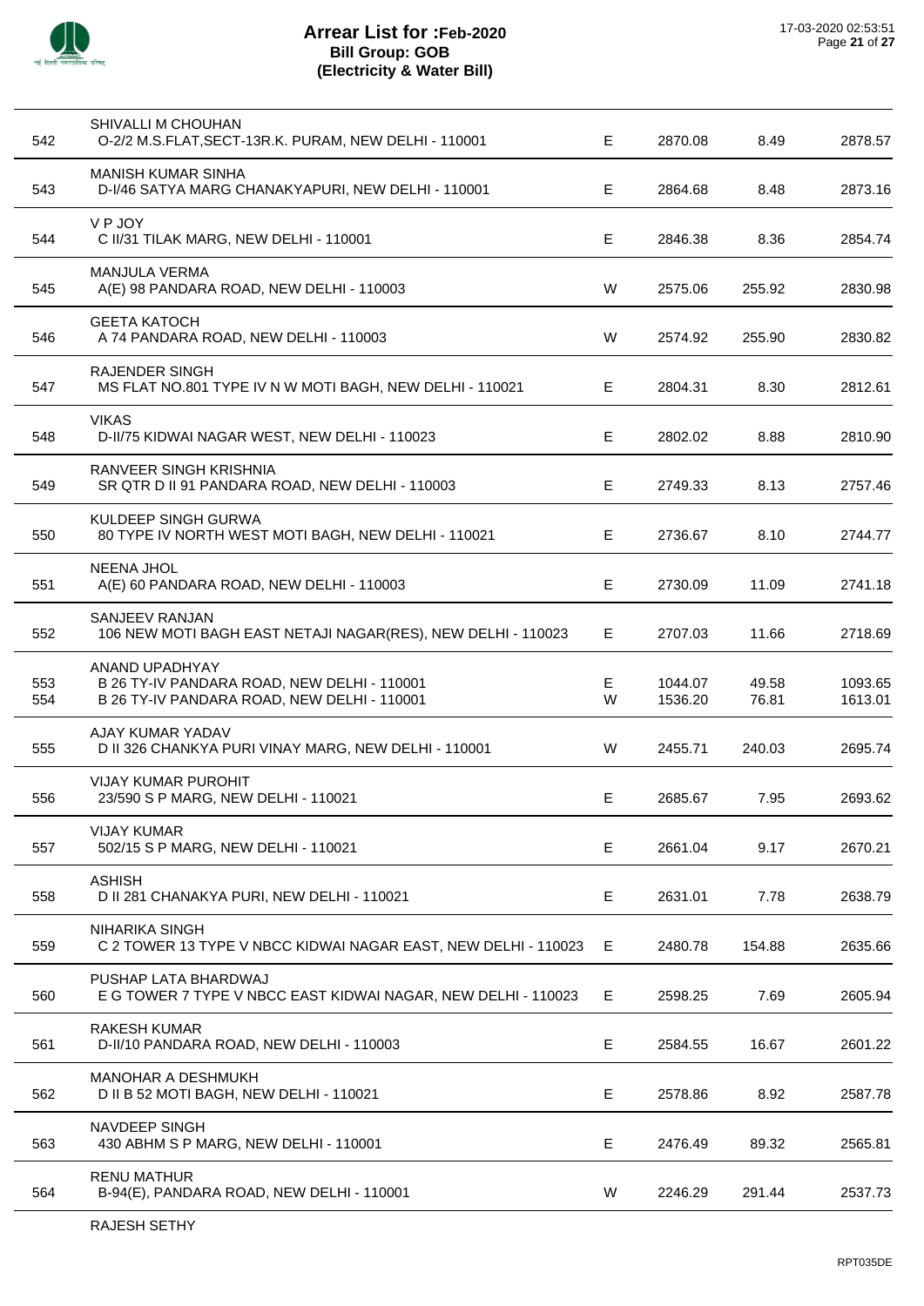# Arrear List for :Feb-2020
## Bill Group: GOB
## (Electricity & Water Bill)

17-03-2020 02:53:51

| No. | Name / Address | Type | Amount | Surcharge | Total |
|---|---|---|---|---|---|
| 542 | SHIVALLI M CHOUHAN<br>O-2/2 M.S.FLAT,SECT-13R.K. PURAM, NEW DELHI - 110001 | E | 2870.08 | 8.49 | 2878.57 |
| 543 | MANISH KUMAR SINHA<br>D-I/46 SATYA MARG CHANAKYAPURI, NEW DELHI - 110001 | E | 2864.68 | 8.48 | 2873.16 |
| 544 | V P JOY<br>C II/31 TILAK MARG, NEW DELHI - 110001 | E | 2846.38 | 8.36 | 2854.74 |
| 545 | MANJULA VERMA<br>A(E) 98 PANDARA ROAD, NEW DELHI - 110003 | W | 2575.06 | 255.92 | 2830.98 |
| 546 | GEETA KATOCH<br>A 74 PANDARA ROAD, NEW DELHI - 110003 | W | 2574.92 | 255.90 | 2830.82 |
| 547 | RAJENDER SINGH<br>MS FLAT NO.801 TYPE IV N W MOTI BAGH, NEW DELHI - 110021 | E | 2804.31 | 8.30 | 2812.61 |
| 548 | VIKAS<br>D-II/75 KIDWAI NAGAR WEST, NEW DELHI - 110023 | E | 2802.02 | 8.88 | 2810.90 |
| 549 | RANVEER SINGH KRISHNIA<br>SR QTR D II 91 PANDARA ROAD, NEW DELHI - 110003 | E | 2749.33 | 8.13 | 2757.46 |
| 550 | KULDEEP SINGH GURWA<br>80 TYPE IV NORTH WEST MOTI BAGH, NEW DELHI - 110021 | E | 2736.67 | 8.10 | 2744.77 |
| 551 | NEENA JHOL<br>A(E) 60 PANDARA ROAD, NEW DELHI - 110003 | E | 2730.09 | 11.09 | 2741.18 |
| 552 | SANJEEV RANJAN<br>106 NEW MOTI BAGH EAST NETAJI NAGAR(RES), NEW DELHI - 110023 | E | 2707.03 | 11.66 | 2718.69 |
| 553 | ANAND UPADHYAY<br>B 26 TY-IV PANDARA ROAD, NEW DELHI - 110001 | E | 1044.07 | 49.58 | 1093.65 |
| 554 | B 26 TY-IV PANDARA ROAD, NEW DELHI - 110001 | W | 1536.20 | 76.81 | 1613.01 |
| 555 | AJAY KUMAR YADAV<br>D II 326 CHANKYA PURI VINAY MARG, NEW DELHI - 110001 | W | 2455.71 | 240.03 | 2695.74 |
| 556 | VIJAY KUMAR PUROHIT<br>23/590 S P MARG, NEW DELHI - 110021 | E | 2685.67 | 7.95 | 2693.62 |
| 557 | VIJAY KUMAR<br>502/15 S P MARG, NEW DELHI - 110021 | E | 2661.04 | 9.17 | 2670.21 |
| 558 | ASHISH<br>D II 281 CHANAKYA PURI, NEW DELHI - 110021 | E | 2631.01 | 7.78 | 2638.79 |
| 559 | NIHARIKA SINGH<br>C 2 TOWER 13 TYPE V NBCC KIDWAI NAGAR EAST, NEW DELHI - 110023 | E | 2480.78 | 154.88 | 2635.66 |
| 560 | PUSHAP LATA BHARDWAJ<br>E G TOWER 7 TYPE V NBCC EAST KIDWAI NAGAR, NEW DELHI - 110023 | E | 2598.25 | 7.69 | 2605.94 |
| 561 | RAKESH KUMAR<br>D-II/10 PANDARA ROAD, NEW DELHI - 110003 | E | 2584.55 | 16.67 | 2601.22 |
| 562 | MANOHAR A DESHMUKH<br>D II B 52 MOTI BAGH, NEW DELHI - 110021 | E | 2578.86 | 8.92 | 2587.78 |
| 563 | NAVDEEP SINGH<br>430 ABHM S P MARG, NEW DELHI - 110001 | E | 2476.49 | 89.32 | 2565.81 |
| 564 | RENU MATHUR<br>B-94(E), PANDARA ROAD, NEW DELHI - 110001 | W | 2246.29 | 291.44 | 2537.73 |

RAJESH SETHY

RPT035DE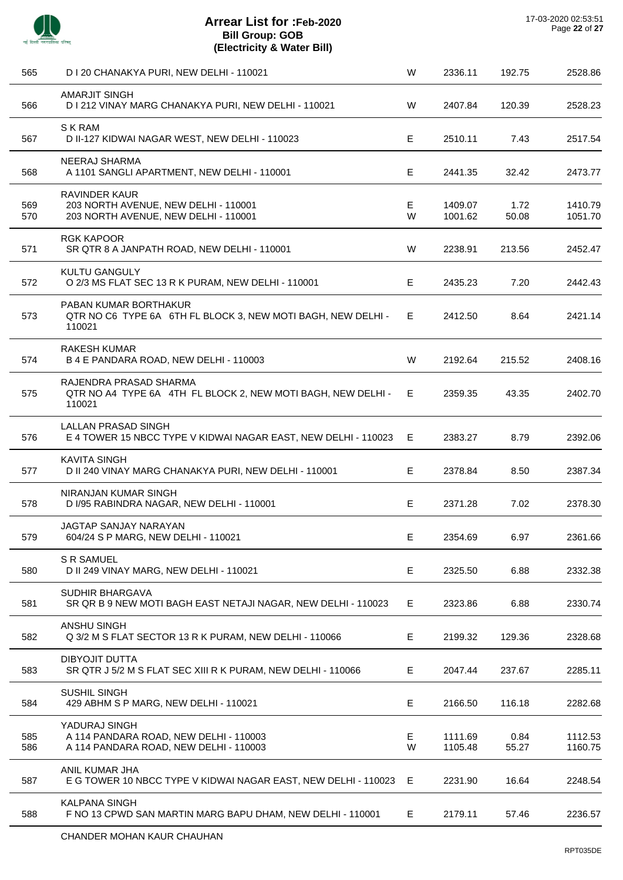# Arrear List for :Feb-2020
## Bill Group: GOB
### (Electricity & Water Bill)

| | | | | | |
|---|---|---|---|---|---|
| 565 | D I 20 CHANAKYA PURI, NEW DELHI - 110021 | W | 2336.11 | 192.75 | 2528.86 |
| 566 | AMARJIT SINGH<br>D I 212 VINAY MARG CHANAKYA PURI, NEW DELHI - 110021 | W | 2407.84 | 120.39 | 2528.23 |
| 567 | S K RAM<br>D II-127 KIDWAI NAGAR WEST, NEW DELHI - 110023 | E | 2510.11 | 7.43 | 2517.54 |
| 568 | NEERAJ SHARMA<br>A 1101 SANGLI APARTMENT, NEW DELHI - 110001 | E | 2441.35 | 32.42 | 2473.77 |
| 569 | RAVINDER KAUR<br>203 NORTH AVENUE, NEW DELHI - 110001 | E | 1409.07 | 1.72 | 1410.79 |
| 570 | 203 NORTH AVENUE, NEW DELHI - 110001 | W | 1001.62 | 50.08 | 1051.70 |
| 571 | RGK KAPOOR<br>SR QTR 8 A JANPATH ROAD, NEW DELHI - 110001 | W | 2238.91 | 213.56 | 2452.47 |
| 572 | KULTU GANGULY<br>O 2/3 MS FLAT SEC 13 R K PURAM, NEW DELHI - 110001 | E | 2435.23 | 7.20 | 2442.43 |
| 573 | PABAN KUMAR BORTHAKUR<br>QTR NO C6 TYPE 6A 6TH FL BLOCK 3, NEW MOTI BAGH, NEW DELHI - 110021 | E | 2412.50 | 8.64 | 2421.14 |
| 574 | RAKESH KUMAR<br>B 4 E PANDARA ROAD, NEW DELHI - 110003 | W | 2192.64 | 215.52 | 2408.16 |
| 575 | RAJENDRA PRASAD SHARMA<br>QTR NO A4 TYPE 6A 4TH FL BLOCK 2, NEW MOTI BAGH, NEW DELHI - 110021 | E | 2359.35 | 43.35 | 2402.70 |
| 576 | LALLAN PRASAD SINGH<br>E 4 TOWER 15 NBCC TYPE V KIDWAI NAGAR EAST, NEW DELHI - 110023 | E | 2383.27 | 8.79 | 2392.06 |
| 577 | KAVITA SINGH<br>D II 240 VINAY MARG CHANAKYA PURI, NEW DELHI - 110001 | E | 2378.84 | 8.50 | 2387.34 |
| 578 | NIRANJAN KUMAR SINGH<br>D I/95 RABINDRA NAGAR, NEW DELHI - 110001 | E | 2371.28 | 7.02 | 2378.30 |
| 579 | JAGTAP SANJAY NARAYAN<br>604/24 S P MARG, NEW DELHI - 110021 | E | 2354.69 | 6.97 | 2361.66 |
| 580 | S R SAMUEL<br>D II 249 VINAY MARG, NEW DELHI - 110021 | E | 2325.50 | 6.88 | 2332.38 |
| 581 | SUDHIR BHARGAVA<br>SR QR B 9 NEW MOTI BAGH EAST NETAJI NAGAR, NEW DELHI - 110023 | E | 2323.86 | 6.88 | 2330.74 |
| 582 | ANSHU SINGH<br>Q 3/2 M S FLAT SECTOR 13 R K PURAM, NEW DELHI - 110066 | E | 2199.32 | 129.36 | 2328.68 |
| 583 | DIBYOJIT DUTTA<br>SR QTR J 5/2 M S FLAT SEC XIII R K PURAM, NEW DELHI - 110066 | E | 2047.44 | 237.67 | 2285.11 |
| 584 | SUSHIL SINGH<br>429 ABHM S P MARG, NEW DELHI - 110021 | E | 2166.50 | 116.18 | 2282.68 |
| 585 | YADURAJ SINGH<br>A 114 PANDARA ROAD, NEW DELHI - 110003 | E | 1111.69 | 0.84 | 1112.53 |
| 586 | A 114 PANDARA ROAD, NEW DELHI - 110003 | W | 1105.48 | 55.27 | 1160.75 |
| 587 | ANIL KUMAR JHA<br>E G TOWER 10 NBCC TYPE V KIDWAI NAGAR EAST, NEW DELHI - 110023 | E | 2231.90 | 16.64 | 2248.54 |
| 588 | KALPANA SINGH<br>F NO 13 CPWD SAN MARTIN MARG BAPU DHAM, NEW DELHI - 110001 | E | 2179.11 | 57.46 | 2236.57 |

CHANDER MOHAN KAUR CHAUHAN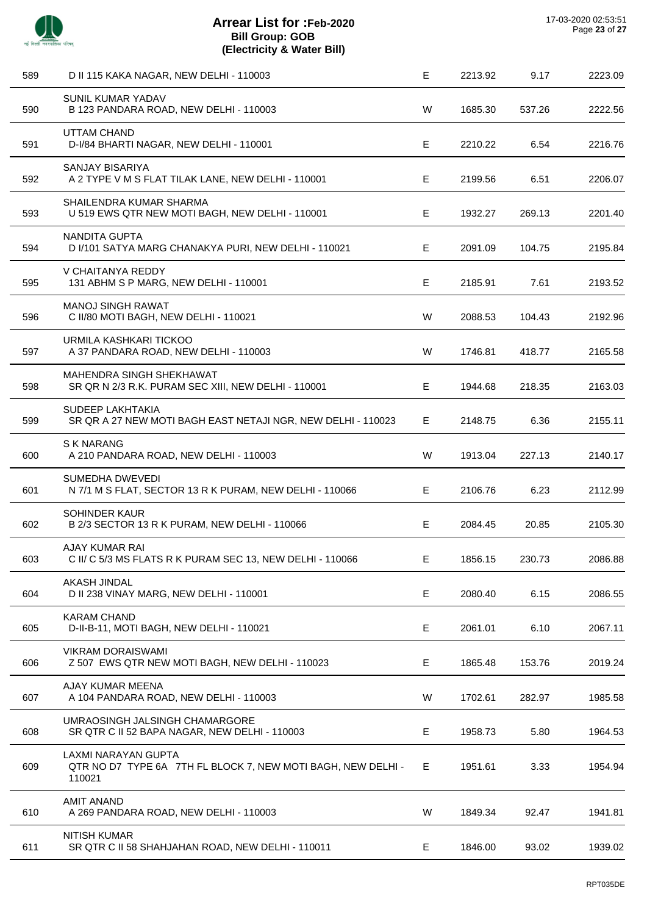# Arrear List for :Feb-2020
## Bill Group: GOB
### (Electricity & Water Bill)

17-03-2020 02:53:51

| | | | | | |
|---|---|---|---|---|---|
| 589 | D II 115 KAKA NAGAR, NEW DELHI - 110003 | E | 2213.92 | 9.17 | 2223.09 |
| 590 | SUNIL KUMAR YADAV<br>B 123 PANDARA ROAD, NEW DELHI - 110003 | W | 1685.30 | 537.26 | 2222.56 |
| 591 | UTTAM CHAND<br>D-I/84 BHARTI NAGAR, NEW DELHI - 110001 | E | 2210.22 | 6.54 | 2216.76 |
| 592 | SANJAY BISARIYA<br>A 2 TYPE V M S FLAT TILAK LANE, NEW DELHI - 110001 | E | 2199.56 | 6.51 | 2206.07 |
| 593 | SHAILENDRA KUMAR SHARMA<br>U 519 EWS QTR NEW MOTI BAGH, NEW DELHI - 110001 | E | 1932.27 | 269.13 | 2201.40 |
| 594 | NANDITA GUPTA<br>D I/101 SATYA MARG CHANAKYA PURI, NEW DELHI - 110021 | E | 2091.09 | 104.75 | 2195.84 |
| 595 | V CHAITANYA REDDY<br>131 ABHM S P MARG, NEW DELHI - 110001 | E | 2185.91 | 7.61 | 2193.52 |
| 596 | MANOJ SINGH RAWAT<br>C II/80 MOTI BAGH, NEW DELHI - 110021 | W | 2088.53 | 104.43 | 2192.96 |
| 597 | URMILA KASHKARI TICKOO<br>A 37 PANDARA ROAD, NEW DELHI - 110003 | W | 1746.81 | 418.77 | 2165.58 |
| 598 | MAHENDRA SINGH SHEKHAWAT<br>SR QR N 2/3 R.K. PURAM SEC XIII, NEW DELHI - 110001 | E | 1944.68 | 218.35 | 2163.03 |
| 599 | SUDEEP LAKHTAKIA<br>SR QR A 27 NEW MOTI BAGH EAST NETAJI NGR, NEW DELHI - 110023 | E | 2148.75 | 6.36 | 2155.11 |
| 600 | S K NARANG<br>A 210 PANDARA ROAD, NEW DELHI - 110003 | W | 1913.04 | 227.13 | 2140.17 |
| 601 | SUMEDHA DWEVEDI<br>N 7/1 M S FLAT, SECTOR 13 R K PURAM, NEW DELHI - 110066 | E | 2106.76 | 6.23 | 2112.99 |
| 602 | SOHINDER KAUR<br>B 2/3 SECTOR 13 R K PURAM, NEW DELHI - 110066 | E | 2084.45 | 20.85 | 2105.30 |
| 603 | AJAY KUMAR RAI<br>C II/ C 5/3 MS FLATS R K PURAM SEC 13, NEW DELHI - 110066 | E | 1856.15 | 230.73 | 2086.88 |
| 604 | AKASH JINDAL<br>D II 238 VINAY MARG, NEW DELHI - 110001 | E | 2080.40 | 6.15 | 2086.55 |
| 605 | KARAM CHAND<br>D-II-B-11, MOTI BAGH, NEW DELHI - 110021 | E | 2061.01 | 6.10 | 2067.11 |
| 606 | VIKRAM DORAISWAMI<br>Z 507 EWS QTR NEW MOTI BAGH, NEW DELHI - 110023 | E | 1865.48 | 153.76 | 2019.24 |
| 607 | AJAY KUMAR MEENA<br>A 104 PANDARA ROAD, NEW DELHI - 110003 | W | 1702.61 | 282.97 | 1985.58 |
| 608 | UMRAOSINGH JALSINGH CHAMARGORE<br>SR QTR C II 52 BAPA NAGAR, NEW DELHI - 110003 | E | 1958.73 | 5.80 | 1964.53 |
| 609 | LAXMI NARAYAN GUPTA<br>QTR NO D7 TYPE 6A 7TH FL BLOCK 7, NEW MOTI BAGH, NEW DELHI - 110021 | E | 1951.61 | 3.33 | 1954.94 |
| 610 | AMIT ANAND<br>A 269 PANDARA ROAD, NEW DELHI - 110003 | W | 1849.34 | 92.47 | 1941.81 |
| 611 | NITISH KUMAR<br>SR QTR C II 58 SHAHJAHAN ROAD, NEW DELHI - 110011 | E | 1846.00 | 93.02 | 1939.02 |

RPT035DE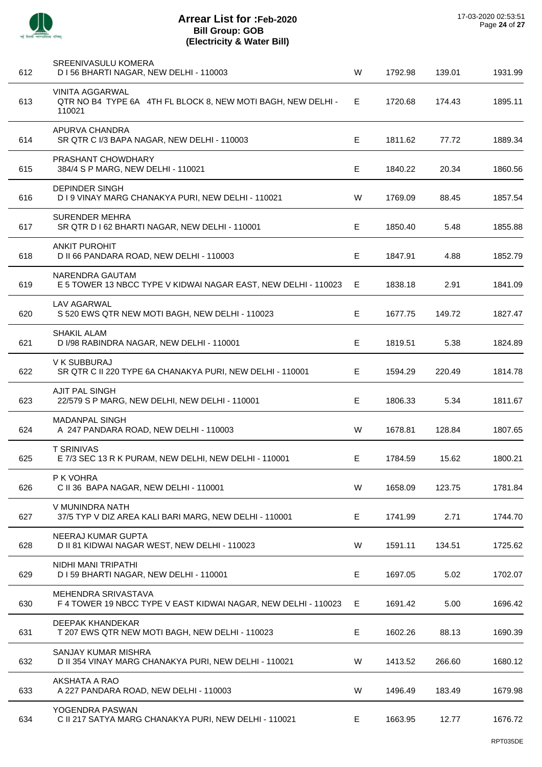# Arrear List for :Feb-2020
## Bill Group: GOB
## (Electricity & Water Bill)

17-03-2020 02:53:51

| | | | | | |
|---|---|---|---|---|---|
| 612 | SREENIVASULU KOMERA<br>D I 56 BHARTI NAGAR, NEW DELHI - 110003 | W | 1792.98 | 139.01 | 1931.99 |
| 613 | VINITA AGGARWAL<br>QTR NO B4 TYPE 6A 4TH FL BLOCK 8, NEW MOTI BAGH, NEW DELHI - 110021 | E | 1720.68 | 174.43 | 1895.11 |
| 614 | APURVA CHANDRA<br>SR QTR C I/3 BAPA NAGAR, NEW DELHI - 110003 | E | 1811.62 | 77.72 | 1889.34 |
| 615 | PRASHANT CHOWDHARY<br>384/4 S P MARG, NEW DELHI - 110021 | E | 1840.22 | 20.34 | 1860.56 |
| 616 | DEPINDER SINGH<br>D I 9 VINAY MARG CHANAKYA PURI, NEW DELHI - 110021 | W | 1769.09 | 88.45 | 1857.54 |
| 617 | SURENDER MEHRA<br>SR QTR D I 62 BHARTI NAGAR, NEW DELHI - 110001 | E | 1850.40 | 5.48 | 1855.88 |
| 618 | ANKIT PUROHIT<br>D II 66 PANDARA ROAD, NEW DELHI - 110003 | E | 1847.91 | 4.88 | 1852.79 |
| 619 | NARENDRA GAUTAM<br>E 5 TOWER 13 NBCC TYPE V KIDWAI NAGAR EAST, NEW DELHI - 110023 | E | 1838.18 | 2.91 | 1841.09 |
| 620 | LAV AGARWAL<br>S 520 EWS QTR NEW MOTI BAGH, NEW DELHI - 110023 | E | 1677.75 | 149.72 | 1827.47 |
| 621 | SHAKIL ALAM<br>D I/98 RABINDRA NAGAR, NEW DELHI - 110001 | E | 1819.51 | 5.38 | 1824.89 |
| 622 | V K SUBBURAJ<br>SR QTR C II 220 TYPE 6A CHANAKYA PURI, NEW DELHI - 110001 | E | 1594.29 | 220.49 | 1814.78 |
| 623 | AJIT PAL SINGH<br>22/579 S P MARG, NEW DELHI, NEW DELHI - 110001 | E | 1806.33 | 5.34 | 1811.67 |
| 624 | MADANPAL SINGH<br>A 247 PANDARA ROAD, NEW DELHI - 110003 | W | 1678.81 | 128.84 | 1807.65 |
| 625 | T SRINIVAS<br>E 7/3 SEC 13 R K PURAM, NEW DELHI, NEW DELHI - 110001 | E | 1784.59 | 15.62 | 1800.21 |
| 626 | P K VOHRA<br>C II 36 BAPA NAGAR, NEW DELHI - 110001 | W | 1658.09 | 123.75 | 1781.84 |
| 627 | V MUNINDRA NATH<br>37/5 TYP V DIZ AREA KALI BARI MARG, NEW DELHI - 110001 | E | 1741.99 | 2.71 | 1744.70 |
| 628 | NEERAJ KUMAR GUPTA<br>D II 81 KIDWAI NAGAR WEST, NEW DELHI - 110023 | W | 1591.11 | 134.51 | 1725.62 |
| 629 | NIDHI MANI TRIPATHI<br>D I 59 BHARTI NAGAR, NEW DELHI - 110001 | E | 1697.05 | 5.02 | 1702.07 |
| 630 | MEHENDRA SRIVASTAVA<br>F 4 TOWER 19 NBCC TYPE V EAST KIDWAI NAGAR, NEW DELHI - 110023 | E | 1691.42 | 5.00 | 1696.42 |
| 631 | DEEPAK KHANDEKAR<br>T 207 EWS QTR NEW MOTI BAGH, NEW DELHI - 110023 | E | 1602.26 | 88.13 | 1690.39 |
| 632 | SANJAY KUMAR MISHRA<br>D II 354 VINAY MARG CHANAKYA PURI, NEW DELHI - 110021 | W | 1413.52 | 266.60 | 1680.12 |
| 633 | AKSHATA A RAO<br>A 227 PANDARA ROAD, NEW DELHI - 110003 | W | 1496.49 | 183.49 | 1679.98 |
| 634 | YOGENDRA PASWAN<br>C II 217 SATYA MARG CHANAKYA PURI, NEW DELHI - 110021 | E | 1663.95 | 12.77 | 1676.72 |

RPT035DE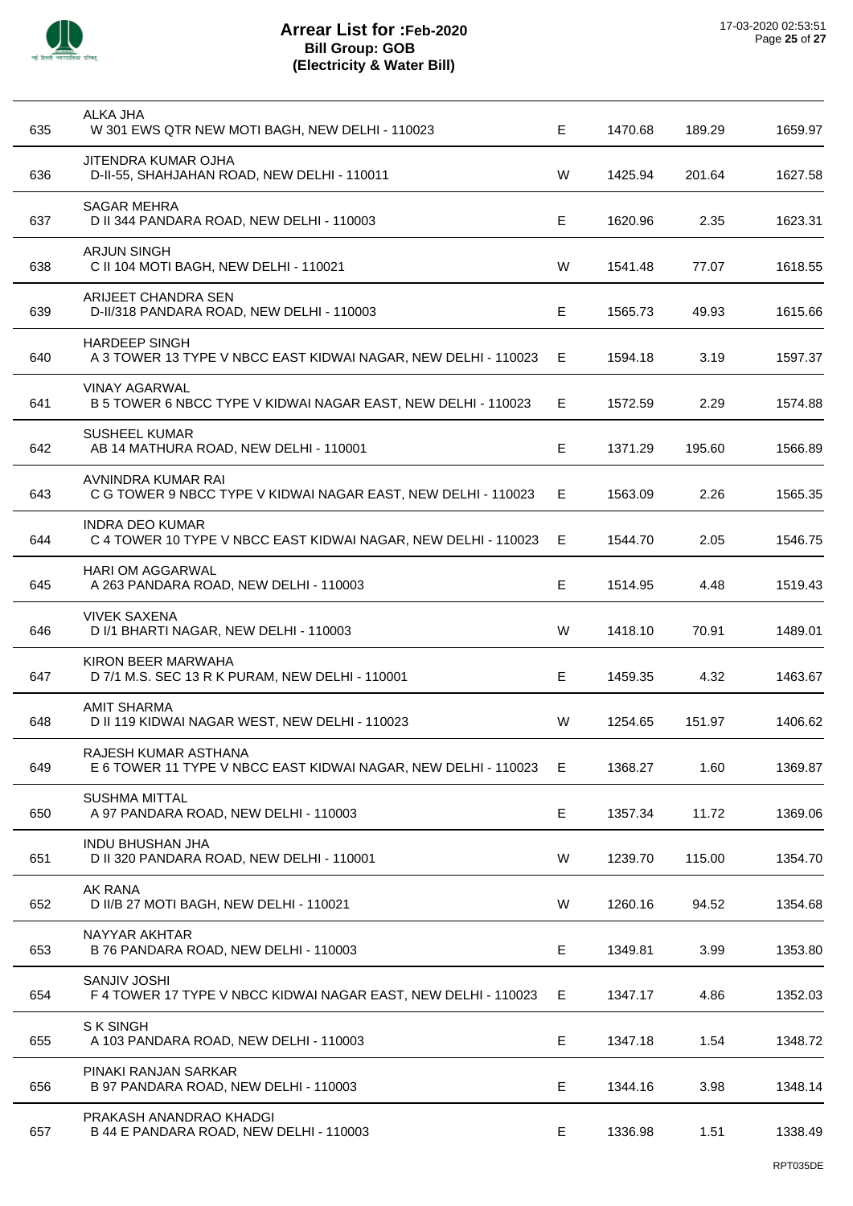# Arrear List for :Feb-2020
## Bill Group: GOB
## (Electricity & Water Bill)

17-03-2020 02:53:51

| | | | | | |
|---|---|---|---|---|---|
| 635 | ALKA JHA<br>W 301 EWS QTR NEW MOTI BAGH, NEW DELHI - 110023 | E | 1470.68 | 189.29 | 1659.97 |
| 636 | JITENDRA KUMAR OJHA<br>D-II-55, SHAHJAHAN ROAD, NEW DELHI - 110011 | W | 1425.94 | 201.64 | 1627.58 |
| 637 | SAGAR MEHRA<br>D II 344 PANDARA ROAD, NEW DELHI - 110003 | E | 1620.96 | 2.35 | 1623.31 |
| 638 | ARJUN SINGH<br>C II 104 MOTI BAGH, NEW DELHI - 110021 | W | 1541.48 | 77.07 | 1618.55 |
| 639 | ARIJEET CHANDRA SEN<br>D-II/318 PANDARA ROAD, NEW DELHI - 110003 | E | 1565.73 | 49.93 | 1615.66 |
| 640 | HARDEEP SINGH<br>A 3 TOWER 13 TYPE V NBCC EAST KIDWAI NAGAR, NEW DELHI - 110023 | E | 1594.18 | 3.19 | 1597.37 |
| 641 | VINAY AGARWAL<br>B 5 TOWER 6 NBCC TYPE V KIDWAI NAGAR EAST, NEW DELHI - 110023 | E | 1572.59 | 2.29 | 1574.88 |
| 642 | SUSHEEL KUMAR<br>AB 14 MATHURA ROAD, NEW DELHI - 110001 | E | 1371.29 | 195.60 | 1566.89 |
| 643 | AVNINDRA KUMAR RAI<br>C G TOWER 9 NBCC TYPE V KIDWAI NAGAR EAST, NEW DELHI - 110023 | E | 1563.09 | 2.26 | 1565.35 |
| 644 | INDRA DEO KUMAR<br>C 4 TOWER 10 TYPE V NBCC EAST KIDWAI NAGAR, NEW DELHI - 110023 | E | 1544.70 | 2.05 | 1546.75 |
| 645 | HARI OM AGGARWAL<br>A 263 PANDARA ROAD, NEW DELHI - 110003 | E | 1514.95 | 4.48 | 1519.43 |
| 646 | VIVEK SAXENA<br>D I/1 BHARTI NAGAR, NEW DELHI - 110003 | W | 1418.10 | 70.91 | 1489.01 |
| 647 | KIRON BEER MARWAHA<br>D 7/1 M.S. SEC 13 R K PURAM, NEW DELHI - 110001 | E | 1459.35 | 4.32 | 1463.67 |
| 648 | AMIT SHARMA<br>D II 119 KIDWAI NAGAR WEST, NEW DELHI - 110023 | W | 1254.65 | 151.97 | 1406.62 |
| 649 | RAJESH KUMAR ASTHANA<br>E 6 TOWER 11 TYPE V NBCC EAST KIDWAI NAGAR, NEW DELHI - 110023 | E | 1368.27 | 1.60 | 1369.87 |
| 650 | SUSHMA MITTAL<br>A 97 PANDARA ROAD, NEW DELHI - 110003 | E | 1357.34 | 11.72 | 1369.06 |
| 651 | INDU BHUSHAN JHA<br>D II 320 PANDARA ROAD, NEW DELHI - 110001 | W | 1239.70 | 115.00 | 1354.70 |
| 652 | AK RANA<br>D II/B 27 MOTI BAGH, NEW DELHI - 110021 | W | 1260.16 | 94.52 | 1354.68 |
| 653 | NAYYAR AKHTAR<br>B 76 PANDARA ROAD, NEW DELHI - 110003 | E | 1349.81 | 3.99 | 1353.80 |
| 654 | SANJIV JOSHI<br>F 4 TOWER 17 TYPE V NBCC KIDWAI NAGAR EAST, NEW DELHI - 110023 | E | 1347.17 | 4.86 | 1352.03 |
| 655 | S K SINGH<br>A 103 PANDARA ROAD, NEW DELHI - 110003 | E | 1347.18 | 1.54 | 1348.72 |
| 656 | PINAKI RANJAN SARKAR<br>B 97 PANDARA ROAD, NEW DELHI - 110003 | E | 1344.16 | 3.98 | 1348.14 |
| 657 | PRAKASH ANANDRAO KHADGI<br>B 44 E PANDARA ROAD, NEW DELHI - 110003 | E | 1336.98 | 1.51 | 1338.49 |

RPT035DE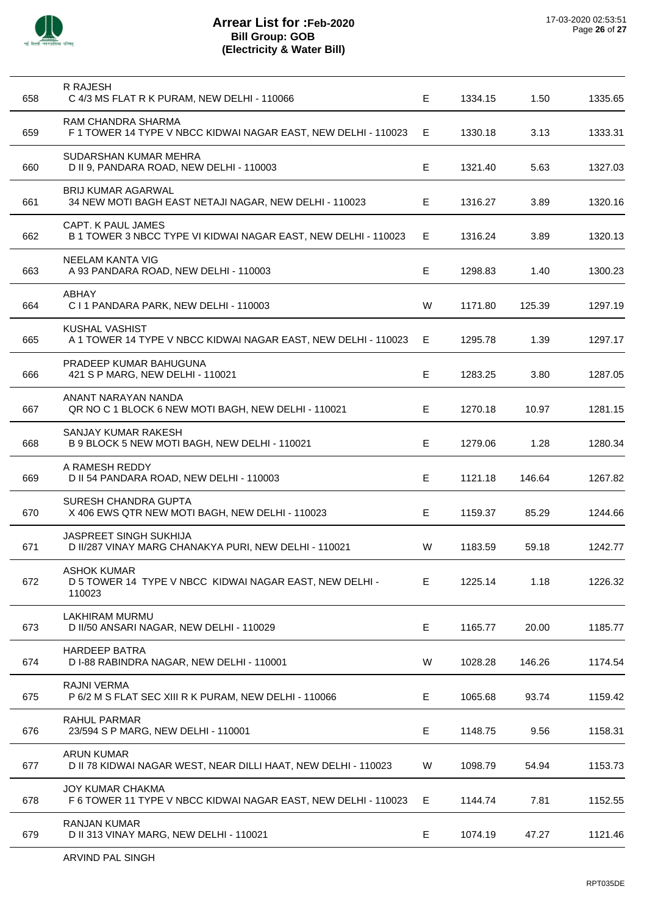# Arrear List for :Feb-2020
## Bill Group: GOB
## (Electricity & Water Bill)

17-03-2020 02:53:51

| | | | | | |
|---|---|---|---|---|---|
| 658 | R RAJESH<br>C 4/3 MS FLAT R K PURAM, NEW DELHI - 110066 | E | 1334.15 | 1.50 | 1335.65 |
| 659 | RAM CHANDRA SHARMA<br>F 1 TOWER 14 TYPE V NBCC KIDWAI NAGAR EAST, NEW DELHI - 110023 | E | 1330.18 | 3.13 | 1333.31 |
| 660 | SUDARSHAN KUMAR MEHRA<br>D II 9, PANDARA ROAD, NEW DELHI - 110003 | E | 1321.40 | 5.63 | 1327.03 |
| 661 | BRIJ KUMAR AGARWAL<br>34 NEW MOTI BAGH EAST NETAJI NAGAR, NEW DELHI - 110023 | E | 1316.27 | 3.89 | 1320.16 |
| 662 | CAPT. K PAUL JAMES<br>B 1 TOWER 3 NBCC TYPE VI KIDWAI NAGAR EAST, NEW DELHI - 110023 | E | 1316.24 | 3.89 | 1320.13 |
| 663 | NEELAM KANTA VIG<br>A 93 PANDARA ROAD, NEW DELHI - 110003 | E | 1298.83 | 1.40 | 1300.23 |
| 664 | ABHAY<br>C I 1 PANDARA PARK, NEW DELHI - 110003 | W | 1171.80 | 125.39 | 1297.19 |
| 665 | KUSHAL VASHIST<br>A 1 TOWER 14 TYPE V NBCC KIDWAI NAGAR EAST, NEW DELHI - 110023 | E | 1295.78 | 1.39 | 1297.17 |
| 666 | PRADEEP KUMAR BAHUGUNA<br>421 S P MARG, NEW DELHI - 110021 | E | 1283.25 | 3.80 | 1287.05 |
| 667 | ANANT NARAYAN NANDA<br>QR NO C 1 BLOCK 6 NEW MOTI BAGH, NEW DELHI - 110021 | E | 1270.18 | 10.97 | 1281.15 |
| 668 | SANJAY KUMAR RAKESH<br>B 9 BLOCK 5 NEW MOTI BAGH, NEW DELHI - 110021 | E | 1279.06 | 1.28 | 1280.34 |
| 669 | A RAMESH REDDY<br>D II 54 PANDARA ROAD, NEW DELHI - 110003 | E | 1121.18 | 146.64 | 1267.82 |
| 670 | SURESH CHANDRA GUPTA<br>X 406 EWS QTR NEW MOTI BAGH, NEW DELHI - 110023 | E | 1159.37 | 85.29 | 1244.66 |
| 671 | JASPREET SINGH SUKHIJA<br>D II/287 VINAY MARG CHANAKYA PURI, NEW DELHI - 110021 | W | 1183.59 | 59.18 | 1242.77 |
| 672 | ASHOK KUMAR<br>D 5 TOWER 14 TYPE V NBCC KIDWAI NAGAR EAST, NEW DELHI - 110023 | E | 1225.14 | 1.18 | 1226.32 |
| 673 | LAKHIRAM MURMU<br>D II/50 ANSARI NAGAR, NEW DELHI - 110029 | E | 1165.77 | 20.00 | 1185.77 |
| 674 | HARDEEP BATRA<br>D I-88 RABINDRA NAGAR, NEW DELHI - 110001 | W | 1028.28 | 146.26 | 1174.54 |
| 675 | RAJNI VERMA<br>P 6/2 M S FLAT SEC XIII R K PURAM, NEW DELHI - 110066 | E | 1065.68 | 93.74 | 1159.42 |
| 676 | RAHUL PARMAR<br>23/594 S P MARG, NEW DELHI - 110001 | E | 1148.75 | 9.56 | 1158.31 |
| 677 | ARUN KUMAR<br>D II 78 KIDWAI NAGAR WEST, NEAR DILLI HAAT, NEW DELHI - 110023 | W | 1098.79 | 54.94 | 1153.73 |
| 678 | JOY KUMAR CHAKMA<br>F 6 TOWER 11 TYPE V NBCC KIDWAI NAGAR EAST, NEW DELHI - 110023 | E | 1144.74 | 7.81 | 1152.55 |
| 679 | RANJAN KUMAR<br>D II 313 VINAY MARG, NEW DELHI - 110021 | E | 1074.19 | 47.27 | 1121.46 |
| | ARVIND PAL SINGH | | | | |

RPT035DE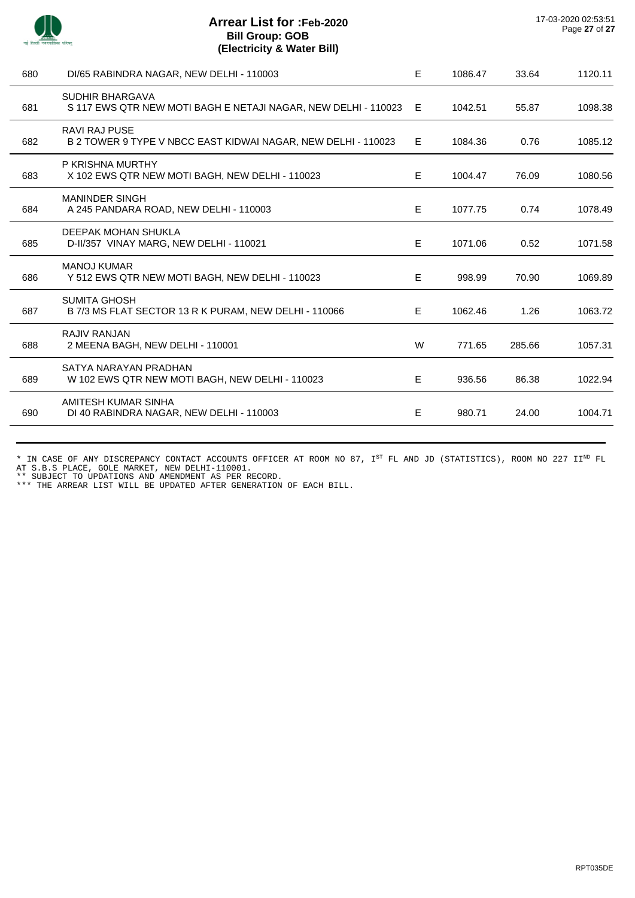# Arrear List for :Feb-2020
## Bill Group: GOB
## (Electricity & Water Bill)

17-03-2020 02:53:51

| | | | | | |
|---|---|---|---|---|---|
| 680 | DI/65 RABINDRA NAGAR, NEW DELHI - 110003 | E | 1086.47 | 33.64 | 1120.11 |
| 681 | SUDHIR BHARGAVA<br>S 117 EWS QTR NEW MOTI BAGH E NETAJI NAGAR, NEW DELHI - 110023 | E | 1042.51 | 55.87 | 1098.38 |
| 682 | RAVI RAJ PUSE<br>B 2 TOWER 9 TYPE V NBCC EAST KIDWAI NAGAR, NEW DELHI - 110023 | E | 1084.36 | 0.76 | 1085.12 |
| 683 | P KRISHNA MURTHY<br>X 102 EWS QTR NEW MOTI BAGH, NEW DELHI - 110023 | E | 1004.47 | 76.09 | 1080.56 |
| 684 | MANINDER SINGH<br>A 245 PANDARA ROAD, NEW DELHI - 110003 | E | 1077.75 | 0.74 | 1078.49 |
| 685 | DEEPAK MOHAN SHUKLA<br>D-II/357 VINAY MARG, NEW DELHI - 110021 | E | 1071.06 | 0.52 | 1071.58 |
| 686 | MANOJ KUMAR<br>Y 512 EWS QTR NEW MOTI BAGH, NEW DELHI - 110023 | E | 998.99 | 70.90 | 1069.89 |
| 687 | SUMITA GHOSH<br>B 7/3 MS FLAT SECTOR 13 R K PURAM, NEW DELHI - 110066 | E | 1062.46 | 1.26 | 1063.72 |
| 688 | RAJIV RANJAN<br>2 MEENA BAGH, NEW DELHI - 110001 | W | 771.65 | 285.66 | 1057.31 |
| 689 | SATYA NARAYAN PRADHAN<br>W 102 EWS QTR NEW MOTI BAGH, NEW DELHI - 110023 | E | 936.56 | 86.38 | 1022.94 |
| 690 | AMITESH KUMAR SINHA<br>DI 40 RABINDRA NAGAR, NEW DELHI - 110003 | E | 980.71 | 24.00 | 1004.71 |

* IN CASE OF ANY DISCREPANCY CONTACT ACCOUNTS OFFICER AT ROOM NO 87, I[ST] FL AND JD (STATISTICS), ROOM NO 227 II[ND] FL AT S.B.S PLACE, GOLE MARKET, NEW DELHI-110001.
** SUBJECT TO UPDATIONS AND AMENDMENT AS PER RECORD.
*** THE ARREAR LIST WILL BE UPDATED AFTER GENERATION OF EACH BILL.

RPT035DE